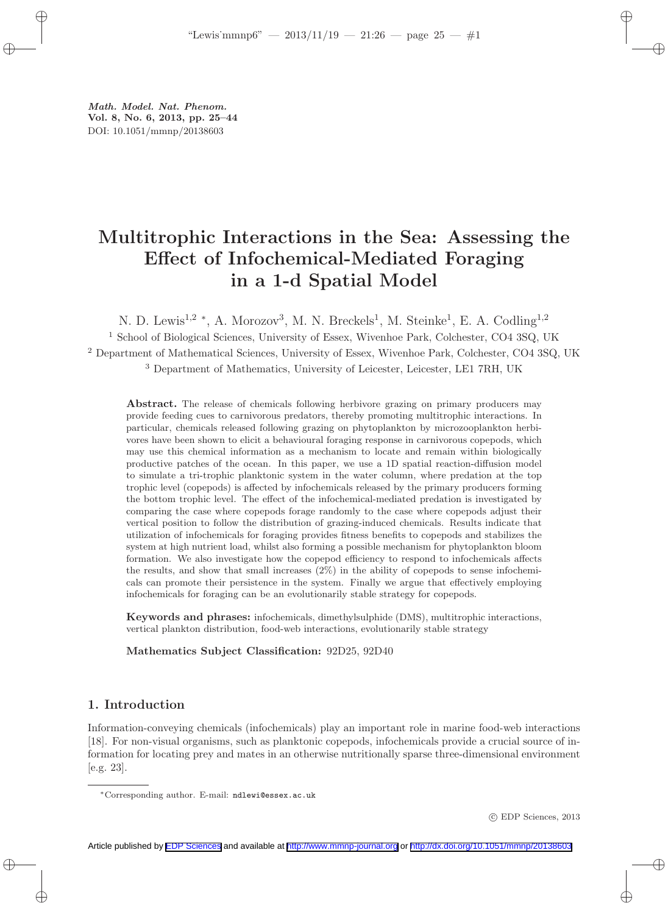*Math. Model. Nat. Phenom.*
**Vol. 8, No. 6, 2013, pp. 25–44**
DOI: 10.1051/mmnp/20138603

# Multitrophic Interactions in the Sea: Assessing the Effect of Infochemical-Mediated Foraging in a 1-d Spatial Model

N. D. Lewis[1,2] *, A. Morozov[3], M. N. Breckels[1], M. Steinke[1], E. A. Codling[1,2]

[1] School of Biological Sciences, University of Essex, Wivenhoe Park, Colchester, CO4 3SQ, UK

[2] Department of Mathematical Sciences, University of Essex, Wivenhoe Park, Colchester, CO4 3SQ, UK

[3] Department of Mathematics, University of Leicester, Leicester, LE1 7RH, UK

**Abstract.** The release of chemicals following herbivore grazing on primary producers may provide feeding cues to carnivorous predators, thereby promoting multitrophic interactions. In particular, chemicals released following grazing on phytoplankton by microzooplankton herbivores have been shown to elicit a behavioural foraging response in carnivorous copepods, which may use this chemical information as a mechanism to locate and remain within biologically productive patches of the ocean. In this paper, we use a 1D spatial reaction-diffusion model to simulate a tri-trophic planktonic system in the water column, where predation at the top trophic level (copepods) is affected by infochemicals released by the primary producers forming the bottom trophic level. The effect of the infochemical-mediated predation is investigated by comparing the case where copepods forage randomly to the case where copepods adjust their vertical position to follow the distribution of grazing-induced chemicals. Results indicate that utilization of infochemicals for foraging provides fitness benefits to copepods and stabilizes the system at high nutrient load, whilst also forming a possible mechanism for phytoplankton bloom formation. We also investigate how the copepod efficiency to respond to infochemicals affects the results, and show that small increases (2%) in the ability of copepods to sense infochemicals can promote their persistence in the system. Finally we argue that effectively employing infochemicals for foraging can be an evolutionarily stable strategy for copepods.

**Keywords and phrases:** infochemicals, dimethylsulphide (DMS), multitrophic interactions, vertical plankton distribution, food-web interactions, evolutionarily stable strategy

**Mathematics Subject Classification:** 92D25, 92D40

## 1. Introduction

Information-conveying chemicals (infochemicals) play an important role in marine food-web interactions [18]. For non-visual organisms, such as planktonic copepods, infochemicals provide a crucial source of information for locating prey and mates in an otherwise nutritionally sparse three-dimensional environment [e.g. 23].

*Corresponding author. E-mail: ndlewi@essex.ac.uk

© EDP Sciences, 2013

Article published by EDP Sciences and available at http://www.mmnp-journal.org or http://dx.doi.org/10.1051/mmnp/20138603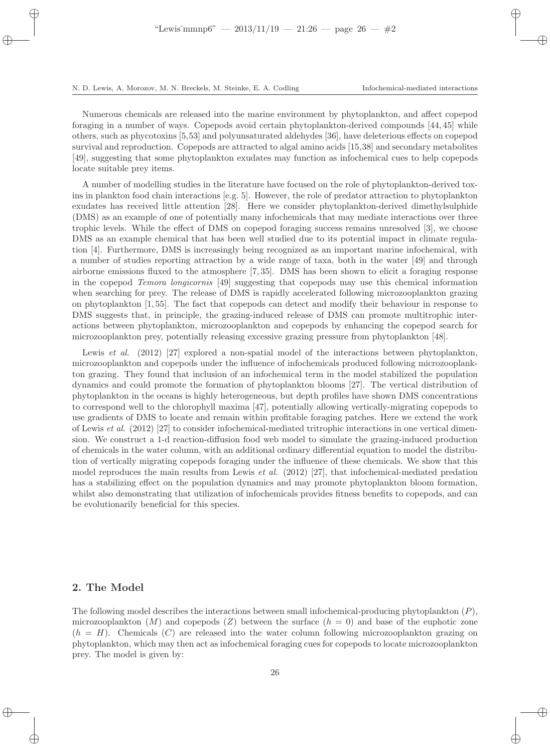Numerous chemicals are released into the marine environment by phytoplankton, and affect copepod foraging in a number of ways. Copepods avoid certain phytoplankton-derived compounds [44, 45] while others, such as phycotoxins [5,53] and polyunsaturated aldehydes [36], have deleterious effects on copepod survival and reproduction. Copepods are attracted to algal amino acids [15,38] and secondary metabolites [49], suggesting that some phytoplankton exudates may function as infochemical cues to help copepods locate suitable prey items.

A number of modelling studies in the literature have focused on the role of phytoplankton-derived toxins in plankton food chain interactions [e.g. 5]. However, the role of predator attraction to phytoplankton exudates has received little attention [28]. Here we consider phytoplankton-derived dimethylsulphide (DMS) as an example of one of potentially many infochemicals that may mediate interactions over three trophic levels. While the effect of DMS on copepod foraging success remains unresolved [3], we choose DMS as an example chemical that has been well studied due to its potential impact in climate regulation [4]. Furthermore, DMS is increasingly being recognized as an important marine infochemical, with a number of studies reporting attraction by a wide range of taxa, both in the water [49] and through airborne emissions fluxed to the atmosphere [7, 35]. DMS has been shown to elicit a foraging response in the copepod *Temora longicornis* [49] suggesting that copepods may use this chemical information when searching for prey. The release of DMS is rapidly accelerated following microzooplankton grazing on phytoplankton [1, 55]. The fact that copepods can detect and modify their behaviour in response to DMS suggests that, in principle, the grazing-induced release of DMS can promote multitrophic interactions between phytoplankton, microzooplankton and copepods by enhancing the copepod search for microzooplankton prey, potentially releasing excessive grazing pressure from phytoplankton [48].

Lewis *et al.* (2012) [27] explored a non-spatial model of the interactions between phytoplankton, microzooplankton and copepods under the influence of infochemicals produced following microzooplankton grazing. They found that inclusion of an infochemical term in the model stabilized the population dynamics and could promote the formation of phytoplankton blooms [27]. The vertical distribution of phytoplankton in the oceans is highly heterogeneous, but depth profiles have shown DMS concentrations to correspond well to the chlorophyll maxima [47], potentially allowing vertically-migrating copepods to use gradients of DMS to locate and remain within profitable foraging patches. Here we extend the work of Lewis *et al.* (2012) [27] to consider infochemical-mediated tritrophic interactions in one vertical dimension. We construct a 1-d reaction-diffusion food web model to simulate the grazing-induced production of chemicals in the water column, with an additional ordinary differential equation to model the distribution of vertically migrating copepods foraging under the influence of these chemicals. We show that this model reproduces the main results from Lewis *et al.* (2012) [27], that infochemical-mediated predation has a stabilizing effect on the population dynamics and may promote phytoplankton bloom formation, whilst also demonstrating that utilization of infochemicals provides fitness benefits to copepods, and can be evolutionarily beneficial for this species.

## 2. The Model

The following model describes the interactions between small infochemical-producing phytoplankton ($P$), microzooplankton ($M$) and copepods ($Z$) between the surface ($h = 0$) and base of the euphotic zone ($h = H$). Chemicals ($C$) are released into the water column following microzooplankton grazing on phytoplankton, which may then act as infochemical foraging cues for copepods to locate microzooplankton prey. The model is given by: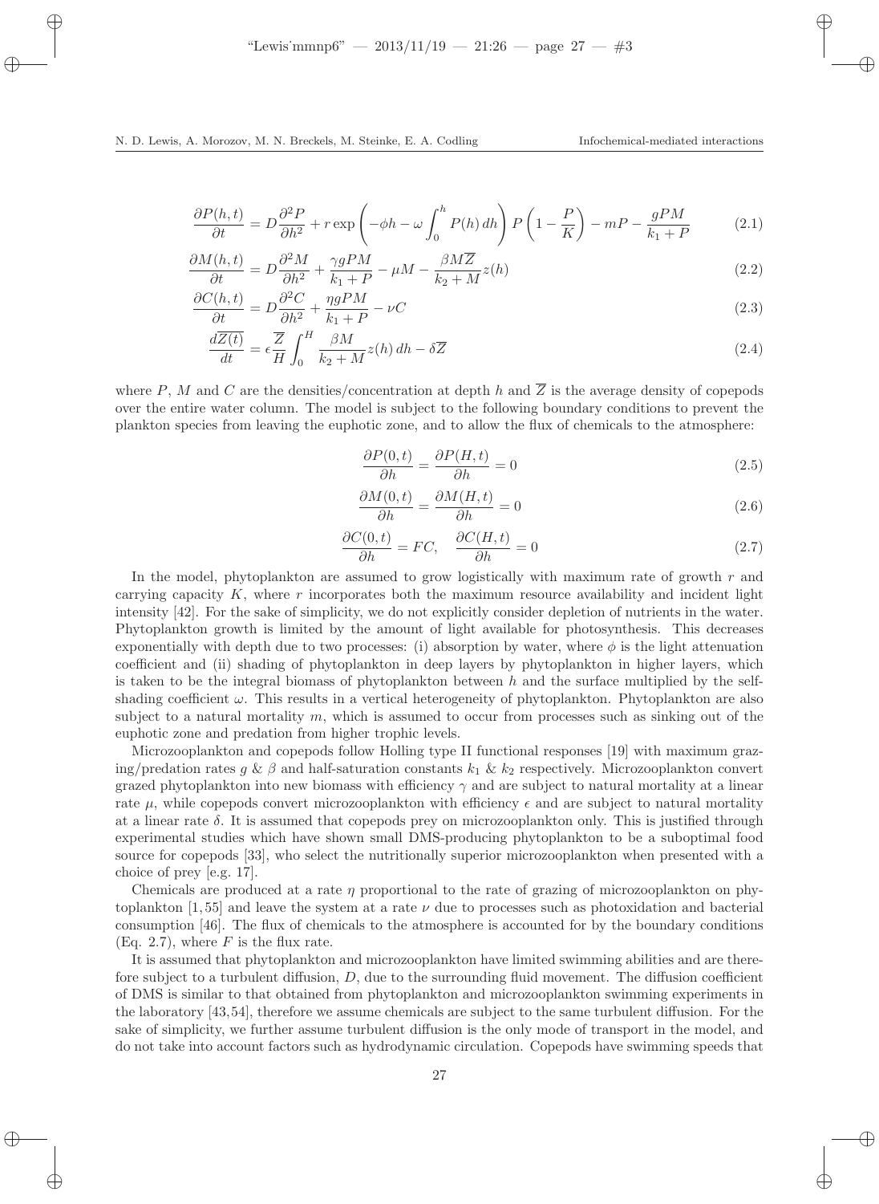$$\frac{\partial P(h,t)}{\partial t} = D\frac{\partial^2 P}{\partial h^2} + r\exp\left(-\phi h - \omega\int_0^h P(h)\,dh\right)P\left(1-\frac{P}{K}\right) - mP - \frac{gPM}{k_1+P} \tag{2.1}$$

$$\frac{\partial M(h,t)}{\partial t} = D\frac{\partial^2 M}{\partial h^2} + \frac{\gamma gPM}{k_1+P} - \mu M - \frac{\beta M\overline{Z}}{k_2+M}z(h) \tag{2.2}$$

$$\frac{\partial C(h,t)}{\partial t} = D\frac{\partial^2 C}{\partial h^2} + \frac{\eta gPM}{k_1+P} - \nu C \tag{2.3}$$

$$\frac{d\overline{Z(t)}}{dt} = \epsilon\frac{\overline{Z}}{H}\int_0^H \frac{\beta M}{k_2+M}z(h)\,dh - \delta\overline{Z} \tag{2.4}$$

where $P$, $M$ and $C$ are the densities/concentration at depth $h$ and $\overline{Z}$ is the average density of copepods over the entire water column. The model is subject to the following boundary conditions to prevent the plankton species from leaving the euphotic zone, and to allow the flux of chemicals to the atmosphere:

$$\frac{\partial P(0,t)}{\partial h} = \frac{\partial P(H,t)}{\partial h} = 0 \tag{2.5}$$

$$\frac{\partial M(0,t)}{\partial h} = \frac{\partial M(H,t)}{\partial h} = 0 \tag{2.6}$$

$$\frac{\partial C(0,t)}{\partial h} = FC, \quad \frac{\partial C(H,t)}{\partial h} = 0 \tag{2.7}$$

In the model, phytoplankton are assumed to grow logistically with maximum rate of growth $r$ and carrying capacity $K$, where $r$ incorporates both the maximum resource availability and incident light intensity [42]. For the sake of simplicity, we do not explicitly consider depletion of nutrients in the water. Phytoplankton growth is limited by the amount of light available for photosynthesis. This decreases exponentially with depth due to two processes: (i) absorption by water, where $\phi$ is the light attenuation coefficient and (ii) shading of phytoplankton in deep layers by phytoplankton in higher layers, which is taken to be the integral biomass of phytoplankton between $h$ and the surface multiplied by the self-shading coefficient $\omega$. This results in a vertical heterogeneity of phytoplankton. Phytoplankton are also subject to a natural mortality $m$, which is assumed to occur from processes such as sinking out of the euphotic zone and predation from higher trophic levels.

Microzooplankton and copepods follow Holling type II functional responses [19] with maximum grazing/predation rates $g$ & $\beta$ and half-saturation constants $k_1$ & $k_2$ respectively. Microzooplankton convert grazed phytoplankton into new biomass with efficiency $\gamma$ and are subject to natural mortality at a linear rate $\mu$, while copepods convert microzooplankton with efficiency $\epsilon$ and are subject to natural mortality at a linear rate $\delta$. It is assumed that copepods prey on microzooplankton only. This is justified through experimental studies which have shown small DMS-producing phytoplankton to be a suboptimal food source for copepods [33], who select the nutritionally superior microzooplankton when presented with a choice of prey [e.g. 17].

Chemicals are produced at a rate $\eta$ proportional to the rate of grazing of microzooplankton on phytoplankton [1,55] and leave the system at a rate $\nu$ due to processes such as photoxidation and bacterial consumption [46]. The flux of chemicals to the atmosphere is accounted for by the boundary conditions (Eq. 2.7), where $F$ is the flux rate.

It is assumed that phytoplankton and microzooplankton have limited swimming abilities and are therefore subject to a turbulent diffusion, $D$, due to the surrounding fluid movement. The diffusion coefficient of DMS is similar to that obtained from phytoplankton and microzooplankton swimming experiments in the laboratory [43,54], therefore we assume chemicals are subject to the same turbulent diffusion. For the sake of simplicity, we further assume turbulent diffusion is the only mode of transport in the model, and do not take into account factors such as hydrodynamic circulation. Copepods have swimming speeds that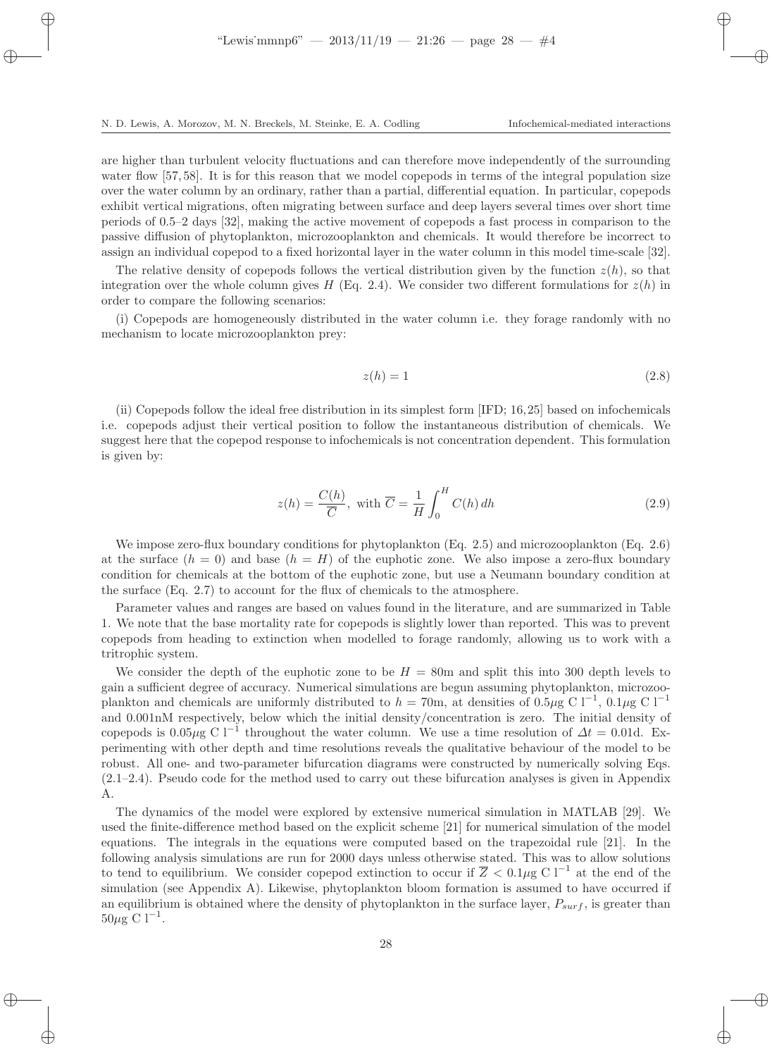are higher than turbulent velocity fluctuations and can therefore move independently of the surrounding water flow [57, 58]. It is for this reason that we model copepods in terms of the integral population size over the water column by an ordinary, rather than a partial, differential equation. In particular, copepods exhibit vertical migrations, often migrating between surface and deep layers several times over short time periods of 0.5–2 days [32], making the active movement of copepods a fast process in comparison to the passive diffusion of phytoplankton, microzooplankton and chemicals. It would therefore be incorrect to assign an individual copepod to a fixed horizontal layer in the water column in this model time-scale [32].

The relative density of copepods follows the vertical distribution given by the function $z(h)$, so that integration over the whole column gives $H$ (Eq. 2.4). We consider two different formulations for $z(h)$ in order to compare the following scenarios:

(i) Copepods are homogeneously distributed in the water column i.e. they forage randomly with no mechanism to locate microzooplankton prey:

$$z(h) = 1 \tag{2.8}$$

(ii) Copepods follow the ideal free distribution in its simplest form [IFD; 16,25] based on infochemicals i.e. copepods adjust their vertical position to follow the instantaneous distribution of chemicals. We suggest here that the copepod response to infochemicals is not concentration dependent. This formulation is given by:

$$z(h) = \frac{C(h)}{\overline{C}}, \text{ with } \overline{C} = \frac{1}{H}\int_0^H C(h)\, dh \tag{2.9}$$

We impose zero-flux boundary conditions for phytoplankton (Eq. 2.5) and microzooplankton (Eq. 2.6) at the surface ($h = 0$) and base ($h = H$) of the euphotic zone. We also impose a zero-flux boundary condition for chemicals at the bottom of the euphotic zone, but use a Neumann boundary condition at the surface (Eq. 2.7) to account for the flux of chemicals to the atmosphere.

Parameter values and ranges are based on values found in the literature, and are summarized in Table 1. We note that the base mortality rate for copepods is slightly lower than reported. This was to prevent copepods from heading to extinction when modelled to forage randomly, allowing us to work with a tritrophic system.

We consider the depth of the euphotic zone to be $H = 80$m and split this into 300 depth levels to gain a sufficient degree of accuracy. Numerical simulations are begun assuming phytoplankton, microzooplankton and chemicals are uniformly distributed to $h = 70$m, at densities of $0.5\mu$g C $\mathrm{l}^{-1}$, $0.1\mu$g C $\mathrm{l}^{-1}$ and 0.001nM respectively, below which the initial density/concentration is zero. The initial density of copepods is $0.05\mu$g C $\mathrm{l}^{-1}$ throughout the water column. We use a time resolution of $\Delta t = 0.01$d. Experimenting with other depth and time resolutions reveals the qualitative behaviour of the model to be robust. All one- and two-parameter bifurcation diagrams were constructed by numerically solving Eqs. (2.1–2.4). Pseudo code for the method used to carry out these bifurcation analyses is given in Appendix A.

The dynamics of the model were explored by extensive numerical simulation in MATLAB [29]. We used the finite-difference method based on the explicit scheme [21] for numerical simulation of the model equations. The integrals in the equations were computed based on the trapezoidal rule [21]. In the following analysis simulations are run for 2000 days unless otherwise stated. This was to allow solutions to tend to equilibrium. We consider copepod extinction to occur if $\overline{Z} < 0.1\mu$g C $\mathrm{l}^{-1}$ at the end of the simulation (see Appendix A). Likewise, phytoplankton bloom formation is assumed to have occurred if an equilibrium is obtained where the density of phytoplankton in the surface layer, $P_{surf}$, is greater than $50\mu$g C $\mathrm{l}^{-1}$.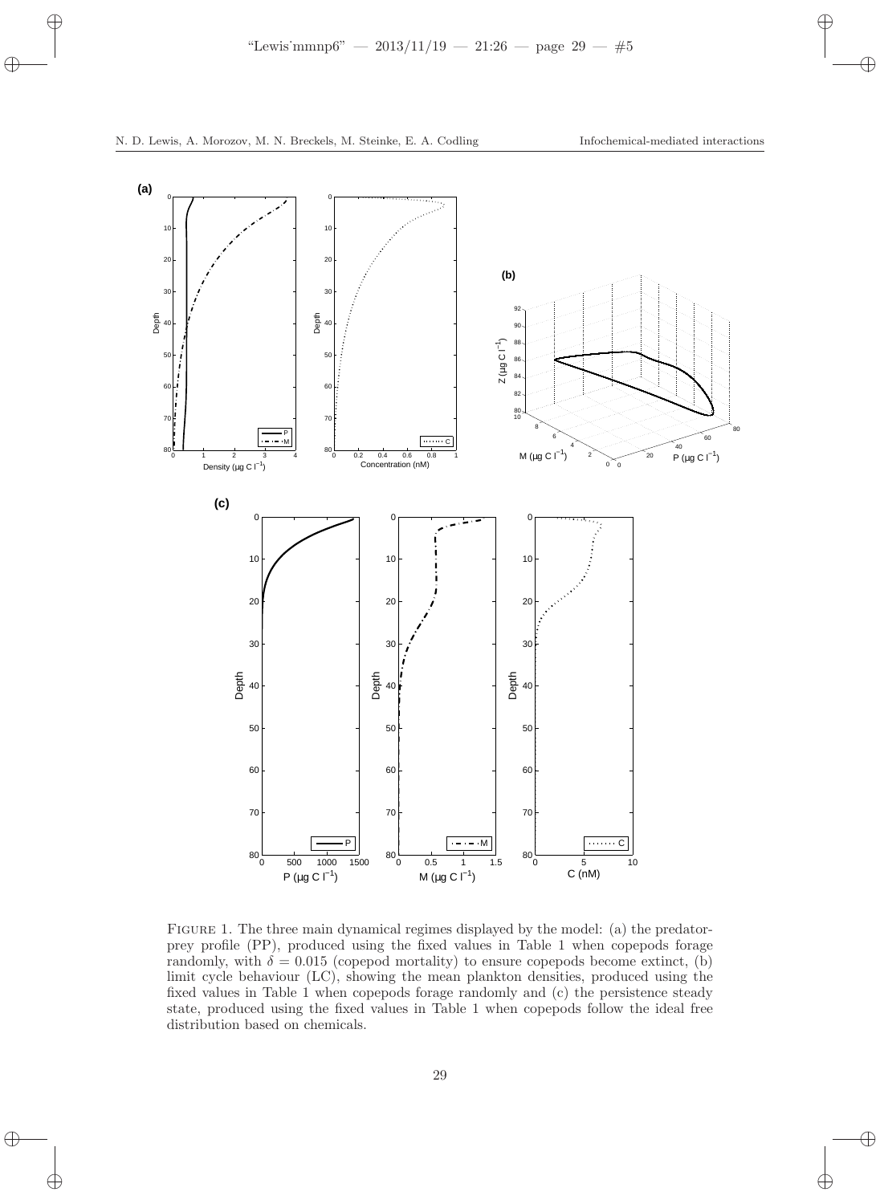Figure 1. The three main dynamical regimes displayed by the model: (a) the predator-prey profile (PP), produced using the fixed values in Table 1 when copepods forage randomly, with $\delta = 0.015$ (copepod mortality) to ensure copepods become extinct, (b) limit cycle behaviour (LC), showing the mean plankton densities, produced using the fixed values in Table 1 when copepods forage randomly and (c) the persistence steady state, produced using the fixed values in Table 1 when copepods follow the ideal free distribution based on chemicals.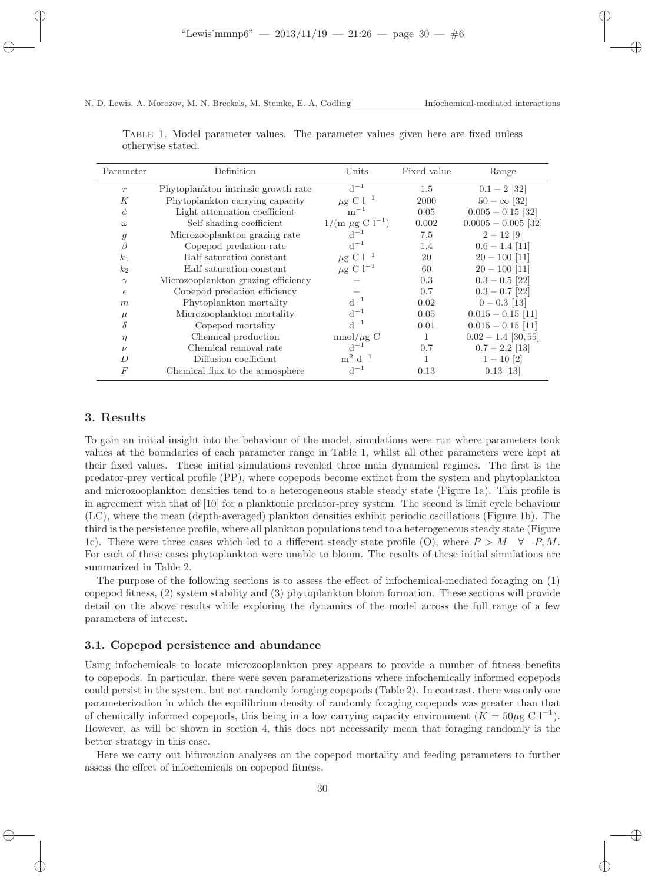Table 1. Model parameter values. The parameter values given here are fixed unless otherwise stated.

| Parameter | Definition | Units | Fixed value | Range |
|---|---|---|---|---|
| $r$ | Phytoplankton intrinsic growth rate | $\mathrm{d}^{-1}$ | 1.5 | $0.1-2$ [32] |
| $K$ | Phytoplankton carrying capacity | $\mu\mathrm{g\ C\ l}^{-1}$ | 2000 | $50-\infty$ [32] |
| $\phi$ | Light attenuation coefficient | $\mathrm{m}^{-1}$ | 0.05 | $0.005-0.15$ [32] |
| $\omega$ | Self-shading coefficient | $1/(\mathrm{m}\ \mu\mathrm{g\ C\ l}^{-1})$ | 0.002 | $0.0005-0.005$ [32] |
| $g$ | Microzooplankton grazing rate | $\mathrm{d}^{-1}$ | 7.5 | $2-12$ [9] |
| $\beta$ | Copepod predation rate | $\mathrm{d}^{-1}$ | 1.4 | $0.6-1.4$ [11] |
| $k_1$ | Half saturation constant | $\mu\mathrm{g\ C\ l}^{-1}$ | 20 | $20-100$ [11] |
| $k_2$ | Half saturation constant | $\mu\mathrm{g\ C\ l}^{-1}$ | 60 | $20-100$ [11] |
| $\gamma$ | Microzooplankton grazing efficiency | $-$ | 0.3 | $0.3-0.5$ [22] |
| $\epsilon$ | Copepod predation efficiency | $-$ | 0.7 | $0.3-0.7$ [22] |
| $m$ | Phytoplankton mortality | $\mathrm{d}^{-1}$ | 0.02 | $0-0.3$ [13] |
| $\mu$ | Microzooplankton mortality | $\mathrm{d}^{-1}$ | 0.05 | $0.015-0.15$ [11] |
| $\delta$ | Copepod mortality | $\mathrm{d}^{-1}$ | 0.01 | $0.015-0.15$ [11] |
| $\eta$ | Chemical production | $\mathrm{nmol}/\mu\mathrm{g\ C}$ | 1 | $0.02-1.4$ [30, 55] |
| $\nu$ | Chemical removal rate | $\mathrm{d}^{-1}$ | 0.7 | $0.7-2.2$ [13] |
| $D$ | Diffusion coefficient | $\mathrm{m}^2\ \mathrm{d}^{-1}$ | 1 | $1-10$ [2] |
| $F$ | Chemical flux to the atmosphere | $\mathrm{d}^{-1}$ | 0.13 | 0.13 [13] |

## 3. Results

To gain an initial insight into the behaviour of the model, simulations were run where parameters took values at the boundaries of each parameter range in Table 1, whilst all other parameters were kept at their fixed values. These initial simulations revealed three main dynamical regimes. The first is the predator-prey vertical profile (PP), where copepods become extinct from the system and phytoplankton and microzooplankton densities tend to a heterogeneous stable steady state (Figure 1a). This profile is in agreement with that of [10] for a planktonic predator-prey system. The second is limit cycle behaviour (LC), where the mean (depth-averaged) plankton densities exhibit periodic oscillations (Figure 1b). The third is the persistence profile, where all plankton populations tend to a heterogeneous steady state (Figure 1c). There were three cases which led to a different steady state profile (O), where $P > M \quad \forall \quad P, M$. For each of these cases phytoplankton were unable to bloom. The results of these initial simulations are summarized in Table 2.

The purpose of the following sections is to assess the effect of infochemical-mediated foraging on (1) copepod fitness, (2) system stability and (3) phytoplankton bloom formation. These sections will provide detail on the above results while exploring the dynamics of the model across the full range of a few parameters of interest.

### 3.1. Copepod persistence and abundance

Using infochemicals to locate microzooplankton prey appears to provide a number of fitness benefits to copepods. In particular, there were seven parameterizations where infochemically informed copepods could persist in the system, but not randomly foraging copepods (Table 2). In contrast, there was only one parameterization in which the equilibrium density of randomly foraging copepods was greater than that of chemically informed copepods, this being in a low carrying capacity environment ($K = 50\mu\mathrm{g\ C\ l}^{-1}$). However, as will be shown in section 4, this does not necessarily mean that foraging randomly is the better strategy in this case.

Here we carry out bifurcation analyses on the copepod mortality and feeding parameters to further assess the effect of infochemicals on copepod fitness.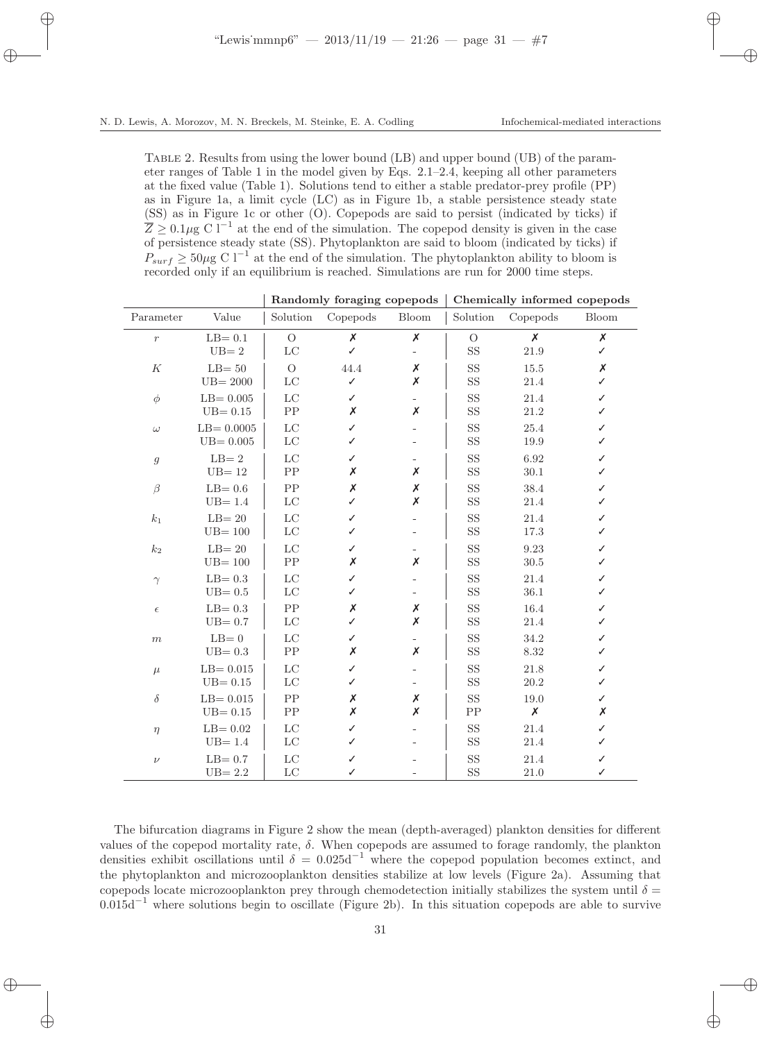Table 2. Results from using the lower bound (LB) and upper bound (UB) of the parameter ranges of Table 1 in the model given by Eqs. 2.1–2.4, keeping all other parameters at the fixed value (Table 1). Solutions tend to either a stable predator-prey profile (PP) as in Figure 1a, a limit cycle (LC) as in Figure 1b, a stable persistence steady state (SS) as in Figure 1c or other (O). Copepods are said to persist (indicated by ticks) if $\overline{Z} \geq 0.1\mu$g C l$^{-1}$ at the end of the simulation. The copepod density is given in the case of persistence steady state (SS). Phytoplankton are said to bloom (indicated by ticks) if $P_{surf} \geq 50\mu$g C l$^{-1}$ at the end of the simulation. The phytoplankton ability to bloom is recorded only if an equilibrium is reached. Simulations are run for 2000 time steps.

| | | **Randomly foraging copepods** | | | **Chemically informed copepods** | | |
|---|---|---|---|---|---|---|---|
| Parameter | Value | Solution | Copepods | Bloom | Solution | Copepods | Bloom |
| $r$ | LB= 0.1 | O | ✗ | ✗ | O | ✗ | ✗ |
| | UB= 2 | LC | ✓ | - | SS | 21.9 | ✓ |
| $K$ | LB= 50 | O | 44.4 | ✗ | SS | 15.5 | ✗ |
| | UB= 2000 | LC | ✓ | ✗ | SS | 21.4 | ✓ |
| $\phi$ | LB= 0.005 | LC | ✓ | - | SS | 21.4 | ✓ |
| | UB= 0.15 | PP | ✗ | ✗ | SS | 21.2 | ✓ |
| $\omega$ | LB= 0.0005 | LC | ✓ | - | SS | 25.4 | ✓ |
| | UB= 0.005 | LC | ✓ | - | SS | 19.9 | ✓ |
| $g$ | LB= 2 | LC | ✓ | - | SS | 6.92 | ✓ |
| | UB= 12 | PP | ✗ | ✗ | SS | 30.1 | ✓ |
| $\beta$ | LB= 0.6 | PP | ✗ | ✗ | SS | 38.4 | ✓ |
| | UB= 1.4 | LC | ✓ | ✗ | SS | 21.4 | ✓ |
| $k_1$ | LB= 20 | LC | ✓ | - | SS | 21.4 | ✓ |
| | UB= 100 | LC | ✓ | - | SS | 17.3 | ✓ |
| $k_2$ | LB= 20 | LC | ✓ | - | SS | 9.23 | ✓ |
| | UB= 100 | PP | ✗ | ✗ | SS | 30.5 | ✓ |
| $\gamma$ | LB= 0.3 | LC | ✓ | - | SS | 21.4 | ✓ |
| | UB= 0.5 | LC | ✓ | - | SS | 36.1 | ✓ |
| $\epsilon$ | LB= 0.3 | PP | ✗ | ✗ | SS | 16.4 | ✓ |
| | UB= 0.7 | LC | ✓ | ✗ | SS | 21.4 | ✓ |
| $m$ | LB= 0 | LC | ✓ | - | SS | 34.2 | ✓ |
| | UB= 0.3 | PP | ✗ | ✗ | SS | 8.32 | ✓ |
| $\mu$ | LB= 0.015 | LC | ✓ | - | SS | 21.8 | ✓ |
| | UB= 0.15 | LC | ✓ | - | SS | 20.2 | ✓ |
| $\delta$ | LB= 0.015 | PP | ✗ | ✗ | SS | 19.0 | ✓ |
| | UB= 0.15 | PP | ✗ | ✗ | PP | ✗ | ✗ |
| $\eta$ | LB= 0.02 | LC | ✓ | - | SS | 21.4 | ✓ |
| | UB= 1.4 | LC | ✓ | - | SS | 21.4 | ✓ |
| $\nu$ | LB= 0.7 | LC | ✓ | - | SS | 21.4 | ✓ |
| | UB= 2.2 | LC | ✓ | - | SS | 21.0 | ✓ |

The bifurcation diagrams in Figure 2 show the mean (depth-averaged) plankton densities for different values of the copepod mortality rate, $\delta$. When copepods are assumed to forage randomly, the plankton densities exhibit oscillations until $\delta = 0.025\text{d}^{-1}$ where the copepod population becomes extinct, and the phytoplankton and microzooplankton densities stabilize at low levels (Figure 2a). Assuming that copepods locate microzooplankton prey through chemodetection initially stabilizes the system until $\delta = 0.015\text{d}^{-1}$ where solutions begin to oscillate (Figure 2b). In this situation copepods are able to survive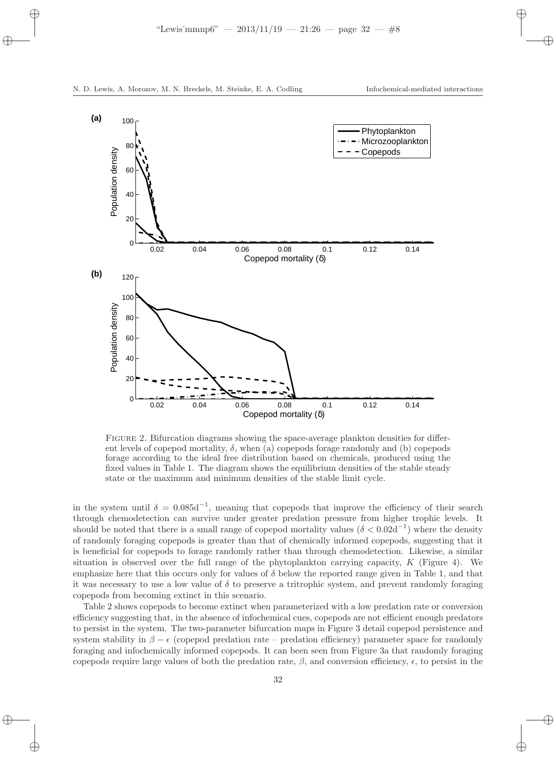FIGURE 2. Bifurcation diagrams showing the space-average plankton densities for different levels of copepod mortality, $\delta$, when (a) copepods forage randomly and (b) copepods forage according to the ideal free distribution based on chemicals, produced using the fixed values in Table 1. The diagram shows the equilibrium densities of the stable steady state or the maximum and minimum densities of the stable limit cycle.

in the system until $\delta = 0.085\text{d}^{-1}$, meaning that copepods that improve the efficiency of their search through chemodetection can survive under greater predation pressure from higher trophic levels. It should be noted that there is a small range of copepod mortality values ($\delta < 0.02\text{d}^{-1}$) where the density of randomly foraging copepods is greater than that of chemically informed copepods, suggesting that it is beneficial for copepods to forage randomly rather than through chemodetection. Likewise, a similar situation is observed over the full range of the phytoplankton carrying capacity, $K$ (Figure 4). We emphasize here that this occurs only for values of $\delta$ below the reported range given in Table 1, and that it was necessary to use a low value of $\delta$ to preserve a tritrophic system, and prevent randomly foraging copepods from becoming extinct in this scenario.

Table 2 shows copepods to become extinct when parameterized with a low predation rate or conversion efficiency suggesting that, in the absence of infochemical cues, copepods are not efficient enough predators to persist in the system. The two-parameter bifurcation maps in Figure 3 detail copepod persistence and system stability in $\beta - \epsilon$ (copepod predation rate – predation efficiency) parameter space for randomly foraging and infochemically informed copepods. It can been seen from Figure 3a that randomly foraging copepods require large values of both the predation rate, $\beta$, and conversion efficiency, $\epsilon$, to persist in the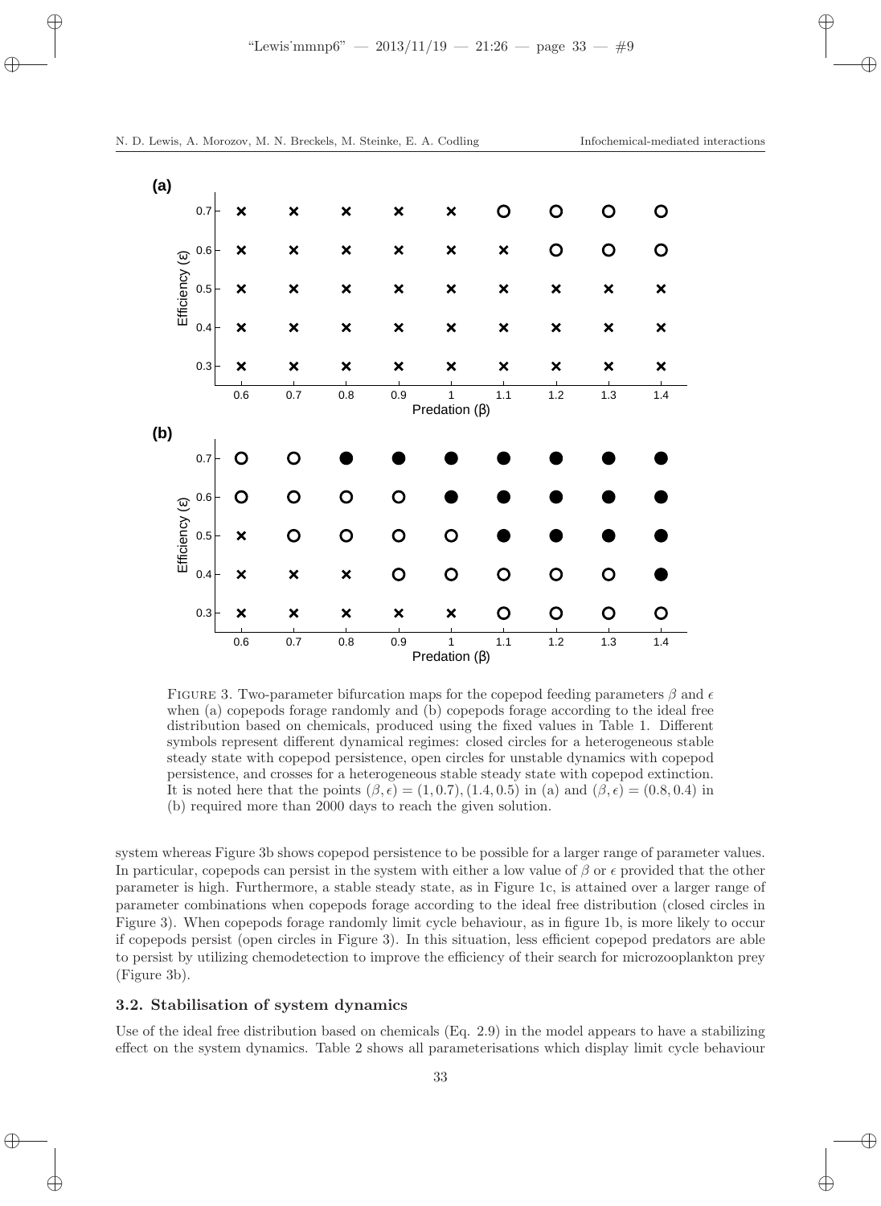FIGURE 3. Two-parameter bifurcation maps for the copepod feeding parameters $\beta$ and $\epsilon$ when (a) copepods forage randomly and (b) copepods forage according to the ideal free distribution based on chemicals, produced using the fixed values in Table 1. Different symbols represent different dynamical regimes: closed circles for a heterogeneous stable steady state with copepod persistence, open circles for unstable dynamics with copepod persistence, and crosses for a heterogeneous stable steady state with copepod extinction. It is noted here that the points $(\beta, \epsilon) = (1, 0.7), (1.4, 0.5)$ in (a) and $(\beta, \epsilon) = (0.8, 0.4)$ in (b) required more than 2000 days to reach the given solution.

system whereas Figure 3b shows copepod persistence to be possible for a larger range of parameter values. In particular, copepods can persist in the system with either a low value of $\beta$ or $\epsilon$ provided that the other parameter is high. Furthermore, a stable steady state, as in Figure 1c, is attained over a larger range of parameter combinations when copepods forage according to the ideal free distribution (closed circles in Figure 3). When copepods forage randomly limit cycle behaviour, as in figure 1b, is more likely to occur if copepods persist (open circles in Figure 3). In this situation, less efficient copepod predators are able to persist by utilizing chemodetection to improve the efficiency of their search for microzooplankton prey (Figure 3b).

### 3.2. Stabilisation of system dynamics

Use of the ideal free distribution based on chemicals (Eq. 2.9) in the model appears to have a stabilizing effect on the system dynamics. Table 2 shows all parameterisations which display limit cycle behaviour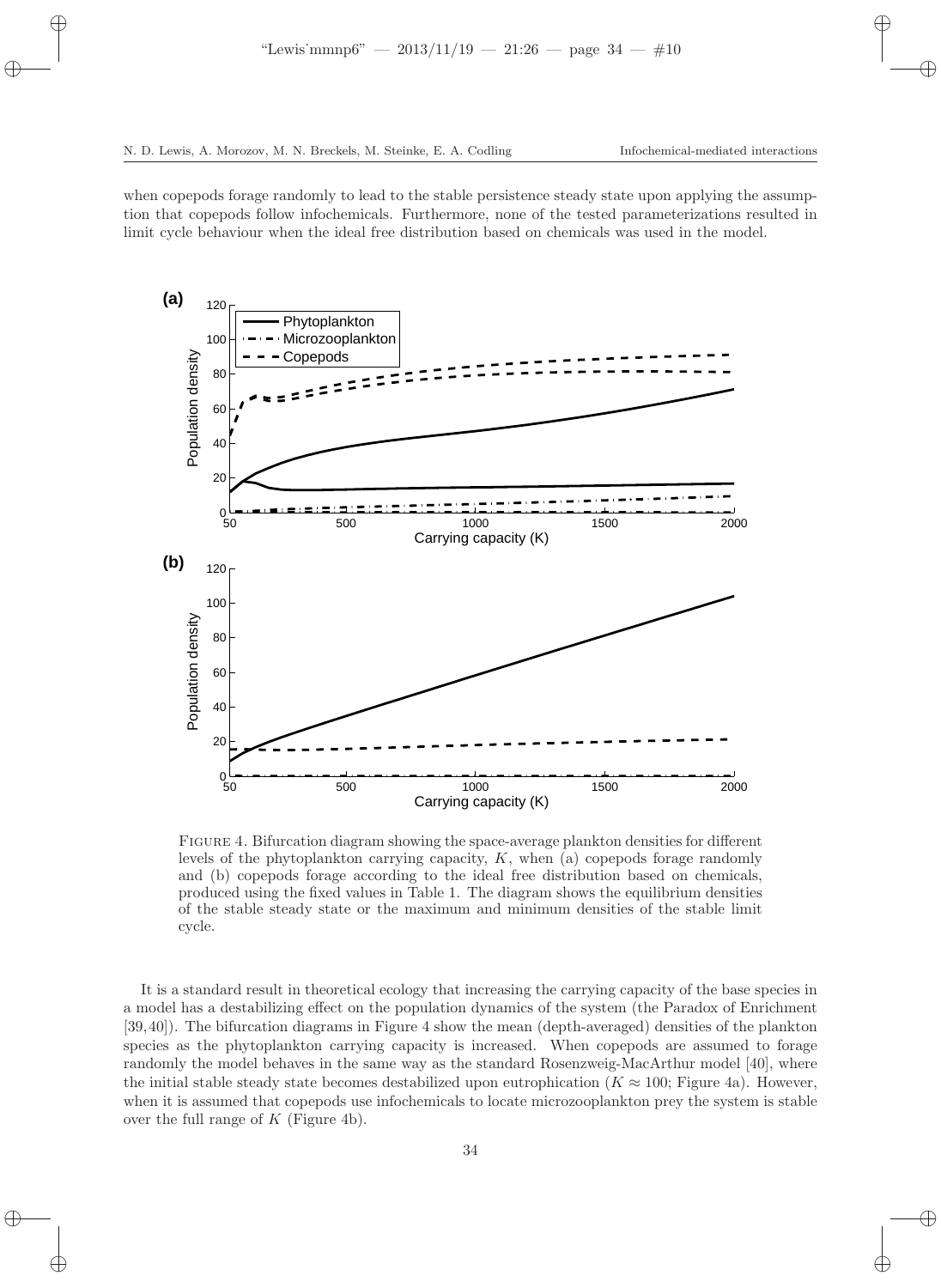when copepods forage randomly to lead to the stable persistence steady state upon applying the assumption that copepods follow infochemicals. Furthermore, none of the tested parameterizations resulted in limit cycle behaviour when the ideal free distribution based on chemicals was used in the model.

Figure 4. Bifurcation diagram showing the space-average plankton densities for different levels of the phytoplankton carrying capacity, $K$, when (a) copepods forage randomly and (b) copepods forage according to the ideal free distribution based on chemicals, produced using the fixed values in Table 1. The diagram shows the equilibrium densities of the stable steady state or the maximum and minimum densities of the stable limit cycle.

It is a standard result in theoretical ecology that increasing the carrying capacity of the base species in a model has a destabilizing effect on the population dynamics of the system (the Paradox of Enrichment [39,40]). The bifurcation diagrams in Figure 4 show the mean (depth-averaged) densities of the plankton species as the phytoplankton carrying capacity is increased. When copepods are assumed to forage randomly the model behaves in the same way as the standard Rosenzweig-MacArthur model [40], where the initial stable steady state becomes destabilized upon eutrophication ($K \approx 100$; Figure 4a). However, when it is assumed that copepods use infochemicals to locate microzooplankton prey the system is stable over the full range of $K$ (Figure 4b).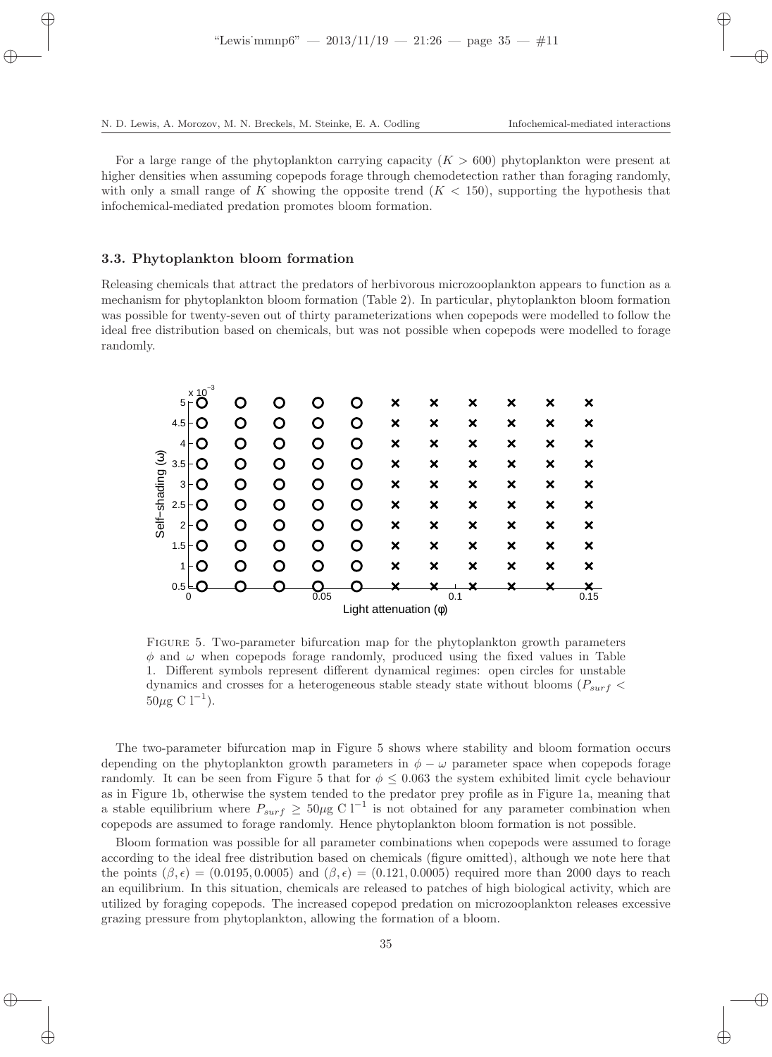For a large range of the phytoplankton carrying capacity ($K > 600$) phytoplankton were present at higher densities when assuming copepods forage through chemodetection rather than foraging randomly, with only a small range of $K$ showing the opposite trend ($K < 150$), supporting the hypothesis that infochemical-mediated predation promotes bloom formation.

### 3.3. Phytoplankton bloom formation

Releasing chemicals that attract the predators of herbivorous microzooplankton appears to function as a mechanism for phytoplankton bloom formation (Table 2). In particular, phytoplankton bloom formation was possible for twenty-seven out of thirty parameterizations when copepods were modelled to follow the ideal free distribution based on chemicals, but was not possible when copepods were modelled to forage randomly.

FIGURE 5. Two-parameter bifurcation map for the phytoplankton growth parameters $\phi$ and $\omega$ when copepods forage randomly, produced using the fixed values in Table 1. Different symbols represent different dynamical regimes: open circles for unstable dynamics and crosses for a heterogeneous stable steady state without blooms ($P_{surf} < 50\mu$g C l$^{-1}$).

The two-parameter bifurcation map in Figure 5 shows where stability and bloom formation occurs depending on the phytoplankton growth parameters in $\phi - \omega$ parameter space when copepods forage randomly. It can be seen from Figure 5 that for $\phi \leq 0.063$ the system exhibited limit cycle behaviour as in Figure 1b, otherwise the system tended to the predator prey profile as in Figure 1a, meaning that a stable equilibrium where $P_{surf} \geq 50\mu$g C l$^{-1}$ is not obtained for any parameter combination when copepods are assumed to forage randomly. Hence phytoplankton bloom formation is not possible.

Bloom formation was possible for all parameter combinations when copepods were assumed to forage according to the ideal free distribution based on chemicals (figure omitted), although we note here that the points $(\beta, \epsilon) = (0.0195, 0.0005)$ and $(\beta, \epsilon) = (0.121, 0.0005)$ required more than 2000 days to reach an equilibrium. In this situation, chemicals are released to patches of high biological activity, which are utilized by foraging copepods. The increased copepod predation on microzooplankton releases excessive grazing pressure from phytoplankton, allowing the formation of a bloom.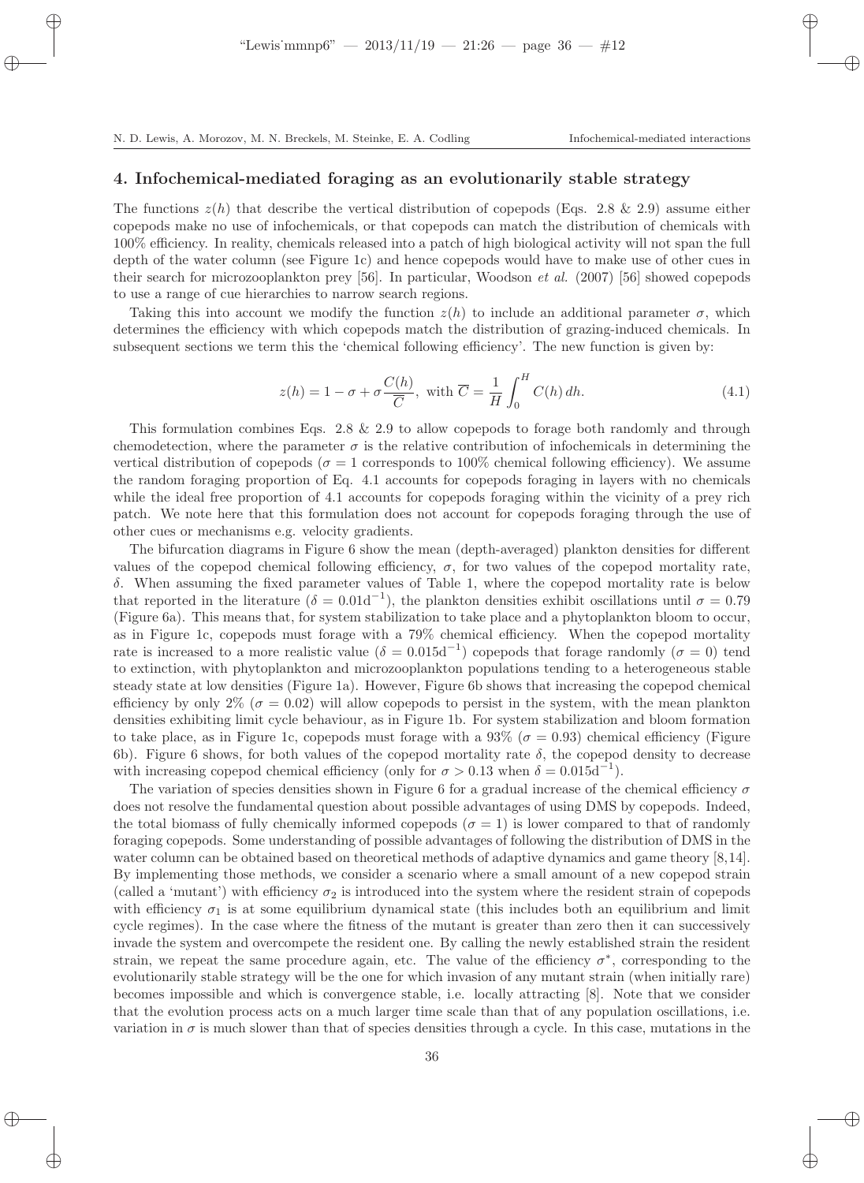## 4. Infochemical-mediated foraging as an evolutionarily stable strategy

The functions $z(h)$ that describe the vertical distribution of copepods (Eqs. 2.8 & 2.9) assume either copepods make no use of infochemicals, or that copepods can match the distribution of chemicals with 100% efficiency. In reality, chemicals released into a patch of high biological activity will not span the full depth of the water column (see Figure 1c) and hence copepods would have to make use of other cues in their search for microzooplankton prey [56]. In particular, Woodson *et al.* (2007) [56] showed copepods to use a range of cue hierarchies to narrow search regions.

Taking this into account we modify the function $z(h)$ to include an additional parameter $\sigma$, which determines the efficiency with which copepods match the distribution of grazing-induced chemicals. In subsequent sections we term this the 'chemical following efficiency'. The new function is given by:

$$z(h) = 1 - \sigma + \sigma \frac{C(h)}{\overline{C}}, \text{ with } \overline{C} = \frac{1}{H} \int_0^H C(h)\, dh. \tag{4.1}$$

This formulation combines Eqs. 2.8 & 2.9 to allow copepods to forage both randomly and through chemodetection, where the parameter $\sigma$ is the relative contribution of infochemicals in determining the vertical distribution of copepods ($\sigma = 1$ corresponds to 100% chemical following efficiency). We assume the random foraging proportion of Eq. 4.1 accounts for copepods foraging in layers with no chemicals while the ideal free proportion of 4.1 accounts for copepods foraging within the vicinity of a prey rich patch. We note here that this formulation does not account for copepods foraging through the use of other cues or mechanisms e.g. velocity gradients.

The bifurcation diagrams in Figure 6 show the mean (depth-averaged) plankton densities for different values of the copepod chemical following efficiency, $\sigma$, for two values of the copepod mortality rate, $\delta$. When assuming the fixed parameter values of Table 1, where the copepod mortality rate is below that reported in the literature ($\delta = 0.01\text{d}^{-1}$), the plankton densities exhibit oscillations until $\sigma = 0.79$ (Figure 6a). This means that, for system stabilization to take place and a phytoplankton bloom to occur, as in Figure 1c, copepods must forage with a 79% chemical efficiency. When the copepod mortality rate is increased to a more realistic value ($\delta = 0.015\text{d}^{-1}$) copepods that forage randomly ($\sigma = 0$) tend to extinction, with phytoplankton and microzooplankton populations tending to a heterogeneous stable steady state at low densities (Figure 1a). However, Figure 6b shows that increasing the copepod chemical efficiency by only 2% ($\sigma = 0.02$) will allow copepods to persist in the system, with the mean plankton densities exhibiting limit cycle behaviour, as in Figure 1b. For system stabilization and bloom formation to take place, as in Figure 1c, copepods must forage with a 93% ($\sigma = 0.93$) chemical efficiency (Figure 6b). Figure 6 shows, for both values of the copepod mortality rate $\delta$, the copepod density to decrease with increasing copepod chemical efficiency (only for $\sigma > 0.13$ when $\delta = 0.015\text{d}^{-1}$).

The variation of species densities shown in Figure 6 for a gradual increase of the chemical efficiency $\sigma$ does not resolve the fundamental question about possible advantages of using DMS by copepods. Indeed, the total biomass of fully chemically informed copepods ($\sigma = 1$) is lower compared to that of randomly foraging copepods. Some understanding of possible advantages of following the distribution of DMS in the water column can be obtained based on theoretical methods of adaptive dynamics and game theory [8,14]. By implementing those methods, we consider a scenario where a small amount of a new copepod strain (called a 'mutant') with efficiency $\sigma_2$ is introduced into the system where the resident strain of copepods with efficiency $\sigma_1$ is at some equilibrium dynamical state (this includes both an equilibrium and limit cycle regimes). In the case where the fitness of the mutant is greater than zero then it can successively invade the system and overcompete the resident one. By calling the newly established strain the resident strain, we repeat the same procedure again, etc. The value of the efficiency $\sigma^*$, corresponding to the evolutionarily stable strategy will be the one for which invasion of any mutant strain (when initially rare) becomes impossible and which is convergence stable, i.e. locally attracting [8]. Note that we consider that the evolution process acts on a much larger time scale than that of any population oscillations, i.e. variation in $\sigma$ is much slower than that of species densities through a cycle. In this case, mutations in the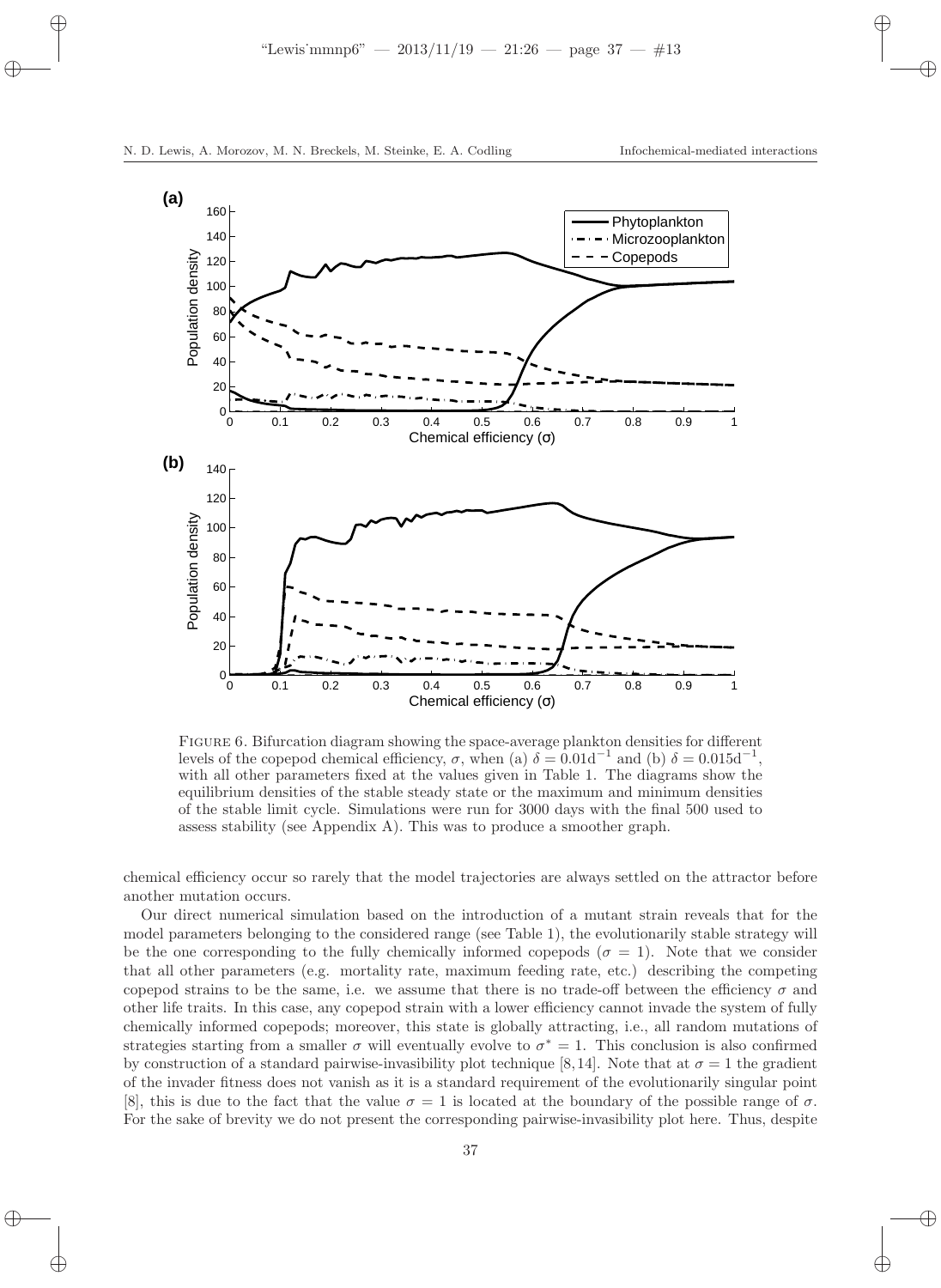FIGURE 6. Bifurcation diagram showing the space-average plankton densities for different levels of the copepod chemical efficiency, $\sigma$, when (a) $\delta = 0.01\mathrm{d}^{-1}$ and (b) $\delta = 0.015\mathrm{d}^{-1}$, with all other parameters fixed at the values given in Table 1. The diagrams show the equilibrium densities of the stable steady state or the maximum and minimum densities of the stable limit cycle. Simulations were run for 3000 days with the final 500 used to assess stability (see Appendix A). This was to produce a smoother graph.

chemical efficiency occur so rarely that the model trajectories are always settled on the attractor before another mutation occurs.

Our direct numerical simulation based on the introduction of a mutant strain reveals that for the model parameters belonging to the considered range (see Table 1), the evolutionarily stable strategy will be the one corresponding to the fully chemically informed copepods ($\sigma = 1$). Note that we consider that all other parameters (e.g. mortality rate, maximum feeding rate, etc.) describing the competing copepod strains to be the same, i.e. we assume that there is no trade-off between the efficiency $\sigma$ and other life traits. In this case, any copepod strain with a lower efficiency cannot invade the system of fully chemically informed copepods; moreover, this state is globally attracting, i.e., all random mutations of strategies starting from a smaller $\sigma$ will eventually evolve to $\sigma^* = 1$. This conclusion is also confirmed by construction of a standard pairwise-invasibility plot technique [8,14]. Note that at $\sigma = 1$ the gradient of the invader fitness does not vanish as it is a standard requirement of the evolutionarily singular point [8], this is due to the fact that the value $\sigma = 1$ is located at the boundary of the possible range of $\sigma$. For the sake of brevity we do not present the corresponding pairwise-invasibility plot here. Thus, despite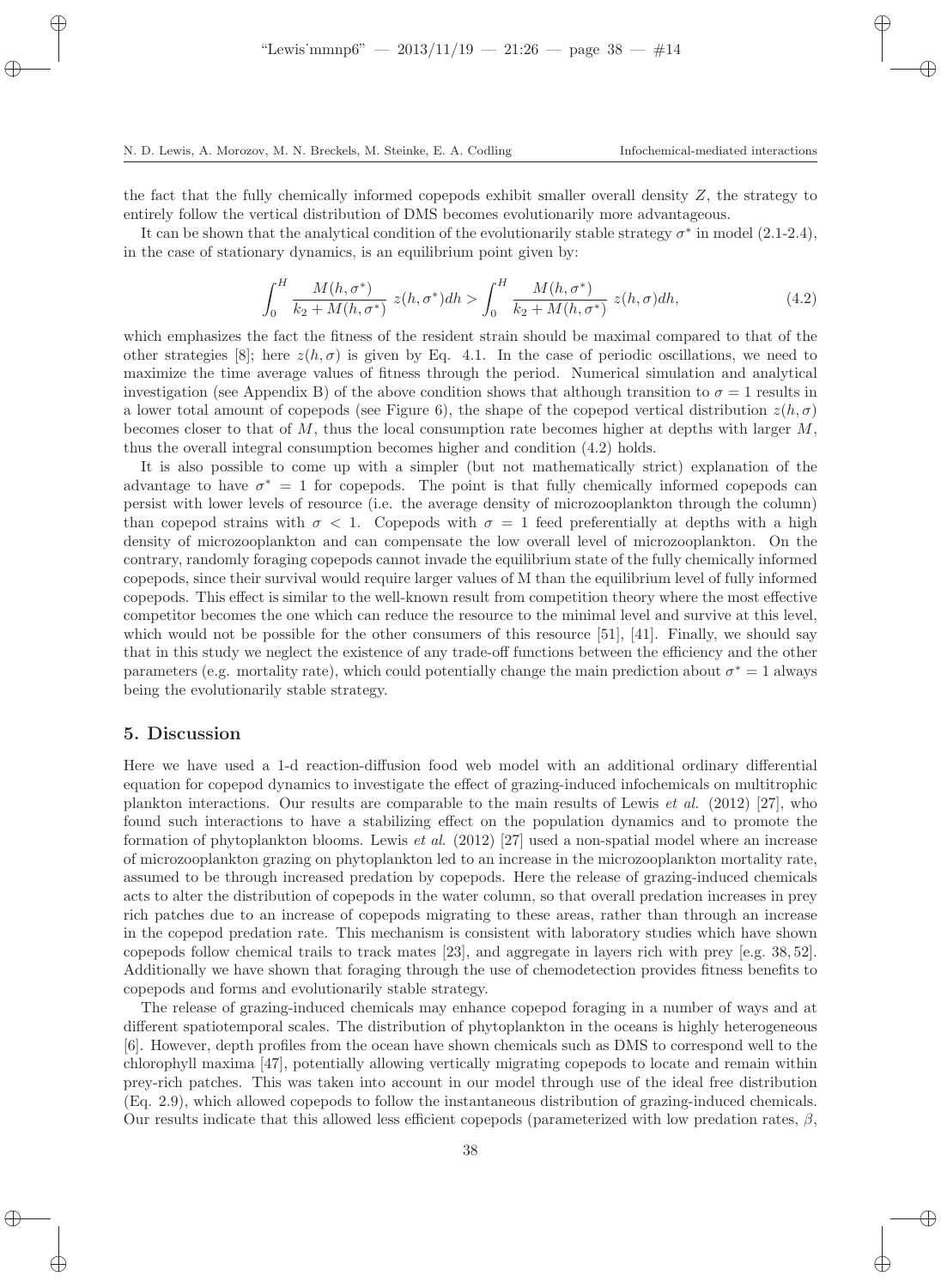the fact that the fully chemically informed copepods exhibit smaller overall density $Z$, the strategy to entirely follow the vertical distribution of DMS becomes evolutionarily more advantageous.

It can be shown that the analytical condition of the evolutionarily stable strategy $\sigma^*$ in model (2.1-2.4), in the case of stationary dynamics, is an equilibrium point given by:

$$\int_0^H \frac{M(h,\sigma^*)}{k_2 + M(h,\sigma^*)}\ z(h,\sigma^*)dh > \int_0^H \frac{M(h,\sigma^*)}{k_2 + M(h,\sigma^*)}\ z(h,\sigma)dh, \tag{4.2}$$

which emphasizes the fact the fitness of the resident strain should be maximal compared to that of the other strategies [8]; here $z(h,\sigma)$ is given by Eq. 4.1. In the case of periodic oscillations, we need to maximize the time average values of fitness through the period. Numerical simulation and analytical investigation (see Appendix B) of the above condition shows that although transition to $\sigma = 1$ results in a lower total amount of copepods (see Figure 6), the shape of the copepod vertical distribution $z(h,\sigma)$ becomes closer to that of $M$, thus the local consumption rate becomes higher at depths with larger $M$, thus the overall integral consumption becomes higher and condition (4.2) holds.

It is also possible to come up with a simpler (but not mathematically strict) explanation of the advantage to have $\sigma^* = 1$ for copepods. The point is that fully chemically informed copepods can persist with lower levels of resource (i.e. the average density of microzooplankton through the column) than copepod strains with $\sigma < 1$. Copepods with $\sigma = 1$ feed preferentially at depths with a high density of microzooplankton and can compensate the low overall level of microzooplankton. On the contrary, randomly foraging copepods cannot invade the equilibrium state of the fully chemically informed copepods, since their survival would require larger values of M than the equilibrium level of fully informed copepods. This effect is similar to the well-known result from competition theory where the most effective competitor becomes the one which can reduce the resource to the minimal level and survive at this level, which would not be possible for the other consumers of this resource [51], [41]. Finally, we should say that in this study we neglect the existence of any trade-off functions between the efficiency and the other parameters (e.g. mortality rate), which could potentially change the main prediction about $\sigma^* = 1$ always being the evolutionarily stable strategy.

## 5. Discussion

Here we have used a 1-d reaction-diffusion food web model with an additional ordinary differential equation for copepod dynamics to investigate the effect of grazing-induced infochemicals on multitrophic plankton interactions. Our results are comparable to the main results of Lewis *et al.* (2012) [27], who found such interactions to have a stabilizing effect on the population dynamics and to promote the formation of phytoplankton blooms. Lewis *et al.* (2012) [27] used a non-spatial model where an increase of microzooplankton grazing on phytoplankton led to an increase in the microzooplankton mortality rate, assumed to be through increased predation by copepods. Here the release of grazing-induced chemicals acts to alter the distribution of copepods in the water column, so that overall predation increases in prey rich patches due to an increase of copepods migrating to these areas, rather than through an increase in the copepod predation rate. This mechanism is consistent with laboratory studies which have shown copepods follow chemical trails to track mates [23], and aggregate in layers rich with prey [e.g. 38, 52]. Additionally we have shown that foraging through the use of chemodetection provides fitness benefits to copepods and forms and evolutionarily stable strategy.

The release of grazing-induced chemicals may enhance copepod foraging in a number of ways and at different spatiotemporal scales. The distribution of phytoplankton in the oceans is highly heterogeneous [6]. However, depth profiles from the ocean have shown chemicals such as DMS to correspond well to the chlorophyll maxima [47], potentially allowing vertically migrating copepods to locate and remain within prey-rich patches. This was taken into account in our model through use of the ideal free distribution (Eq. 2.9), which allowed copepods to follow the instantaneous distribution of grazing-induced chemicals. Our results indicate that this allowed less efficient copepods (parameterized with low predation rates, $\beta$,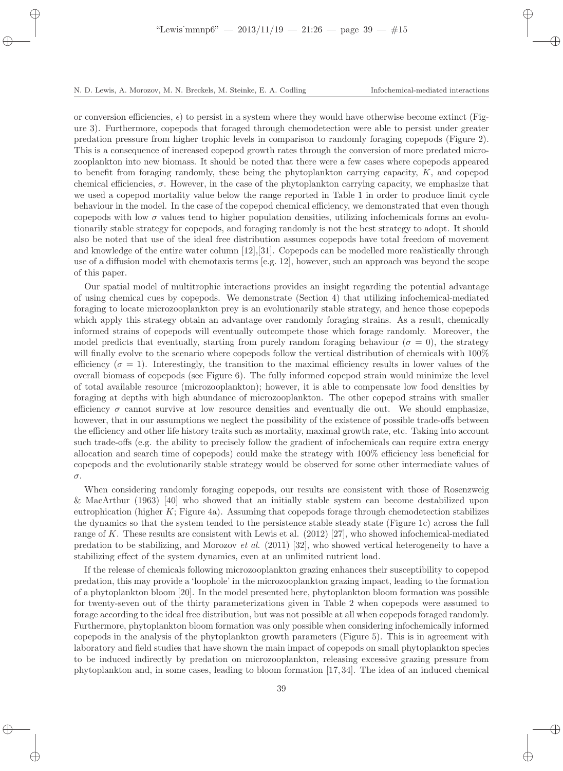or conversion efficiencies, $\epsilon$) to persist in a system where they would have otherwise become extinct (Figure 3). Furthermore, copepods that foraged through chemodetection were able to persist under greater predation pressure from higher trophic levels in comparison to randomly foraging copepods (Figure 2). This is a consequence of increased copepod growth rates through the conversion of more predated microzooplankton into new biomass. It should be noted that there were a few cases where copepods appeared to benefit from foraging randomly, these being the phytoplankton carrying capacity, $K$, and copepod chemical efficiencies, $\sigma$. However, in the case of the phytoplankton carrying capacity, we emphasize that we used a copepod mortality value below the range reported in Table 1 in order to produce limit cycle behaviour in the model. In the case of the copepod chemical efficiency, we demonstrated that even though copepods with low $\sigma$ values tend to higher population densities, utilizing infochemicals forms an evolutionarily stable strategy for copepods, and foraging randomly is not the best strategy to adopt. It should also be noted that use of the ideal free distribution assumes copepods have total freedom of movement and knowledge of the entire water column [12],[31]. Copepods can be modelled more realistically through use of a diffusion model with chemotaxis terms [e.g. 12], however, such an approach was beyond the scope of this paper.

Our spatial model of multitrophic interactions provides an insight regarding the potential advantage of using chemical cues by copepods. We demonstrate (Section 4) that utilizing infochemical-mediated foraging to locate microzooplankton prey is an evolutionarily stable strategy, and hence those copepods which apply this strategy obtain an advantage over randomly foraging strains. As a result, chemically informed strains of copepods will eventually outcompete those which forage randomly. Moreover, the model predicts that eventually, starting from purely random foraging behaviour ($\sigma = 0$), the strategy will finally evolve to the scenario where copepods follow the vertical distribution of chemicals with 100% efficiency ($\sigma = 1$). Interestingly, the transition to the maximal efficiency results in lower values of the overall biomass of copepods (see Figure 6). The fully informed copepod strain would minimize the level of total available resource (microzooplankton); however, it is able to compensate low food densities by foraging at depths with high abundance of microzooplankton. The other copepod strains with smaller efficiency $\sigma$ cannot survive at low resource densities and eventually die out. We should emphasize, however, that in our assumptions we neglect the possibility of the existence of possible trade-offs between the efficiency and other life history traits such as mortality, maximal growth rate, etc. Taking into account such trade-offs (e.g. the ability to precisely follow the gradient of infochemicals can require extra energy allocation and search time of copepods) could make the strategy with 100% efficiency less beneficial for copepods and the evolutionarily stable strategy would be observed for some other intermediate values of $\sigma$.

When considering randomly foraging copepods, our results are consistent with those of Rosenzweig & MacArthur (1963) [40] who showed that an initially stable system can become destabilized upon eutrophication (higher $K$; Figure 4a). Assuming that copepods forage through chemodetection stabilizes the dynamics so that the system tended to the persistence stable steady state (Figure 1c) across the full range of $K$. These results are consistent with Lewis et al. (2012) [27], who showed infochemical-mediated predation to be stabilizing, and Morozov *et al.* (2011) [32], who showed vertical heterogeneity to have a stabilizing effect of the system dynamics, even at an unlimited nutrient load.

If the release of chemicals following microzooplankton grazing enhances their susceptibility to copepod predation, this may provide a 'loophole' in the microzooplankton grazing impact, leading to the formation of a phytoplankton bloom [20]. In the model presented here, phytoplankton bloom formation was possible for twenty-seven out of the thirty parameterizations given in Table 2 when copepods were assumed to forage according to the ideal free distribution, but was not possible at all when copepods foraged randomly. Furthermore, phytoplankton bloom formation was only possible when considering infochemically informed copepods in the analysis of the phytoplankton growth parameters (Figure 5). This is in agreement with laboratory and field studies that have shown the main impact of copepods on small phytoplankton species to be induced indirectly by predation on microzooplankton, releasing excessive grazing pressure from phytoplankton and, in some cases, leading to bloom formation [17, 34]. The idea of an induced chemical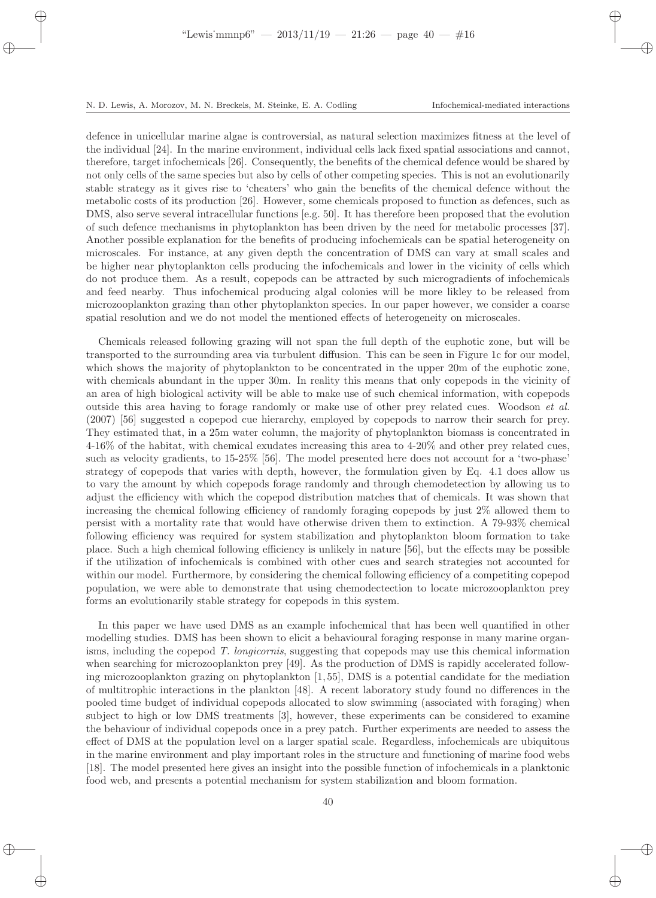defence in unicellular marine algae is controversial, as natural selection maximizes fitness at the level of the individual [24]. In the marine environment, individual cells lack fixed spatial associations and cannot, therefore, target infochemicals [26]. Consequently, the benefits of the chemical defence would be shared by not only cells of the same species but also by cells of other competing species. This is not an evolutionarily stable strategy as it gives rise to 'cheaters' who gain the benefits of the chemical defence without the metabolic costs of its production [26]. However, some chemicals proposed to function as defences, such as DMS, also serve several intracellular functions [e.g. 50]. It has therefore been proposed that the evolution of such defence mechanisms in phytoplankton has been driven by the need for metabolic processes [37]. Another possible explanation for the benefits of producing infochemicals can be spatial heterogeneity on microscales. For instance, at any given depth the concentration of DMS can vary at small scales and be higher near phytoplankton cells producing the infochemicals and lower in the vicinity of cells which do not produce them. As a result, copepods can be attracted by such microgradients of infochemicals and feed nearby. Thus infochemical producing algal colonies will be more likley to be released from microzooplankton grazing than other phytoplankton species. In our paper however, we consider a coarse spatial resolution and we do not model the mentioned effects of heterogeneity on microscales.

Chemicals released following grazing will not span the full depth of the euphotic zone, but will be transported to the surrounding area via turbulent diffusion. This can be seen in Figure 1c for our model, which shows the majority of phytoplankton to be concentrated in the upper 20m of the euphotic zone, with chemicals abundant in the upper 30m. In reality this means that only copepods in the vicinity of an area of high biological activity will be able to make use of such chemical information, with copepods outside this area having to forage randomly or make use of other prey related cues. Woodson *et al.* (2007) [56] suggested a copepod cue hierarchy, employed by copepods to narrow their search for prey. They estimated that, in a 25m water column, the majority of phytoplankton biomass is concentrated in 4-16% of the habitat, with chemical exudates increasing this area to 4-20% and other prey related cues, such as velocity gradients, to 15-25% [56]. The model presented here does not account for a 'two-phase' strategy of copepods that varies with depth, however, the formulation given by Eq. 4.1 does allow us to vary the amount by which copepods forage randomly and through chemodetection by allowing us to adjust the efficiency with which the copepod distribution matches that of chemicals. It was shown that increasing the chemical following efficiency of randomly foraging copepods by just 2% allowed them to persist with a mortality rate that would have otherwise driven them to extinction. A 79-93% chemical following efficiency was required for system stabilization and phytoplankton bloom formation to take place. Such a high chemical following efficiency is unlikely in nature [56], but the effects may be possible if the utilization of infochemicals is combined with other cues and search strategies not accounted for within our model. Furthermore, by considering the chemical following efficiency of a competiting copepod population, we were able to demonstrate that using chemodectection to locate microzooplankton prey forms an evolutionarily stable strategy for copepods in this system.

In this paper we have used DMS as an example infochemical that has been well quantified in other modelling studies. DMS has been shown to elicit a behavioural foraging response in many marine organisms, including the copepod *T. longicornis*, suggesting that copepods may use this chemical information when searching for microzooplankton prey [49]. As the production of DMS is rapidly accelerated following microzooplankton grazing on phytoplankton [1, 55], DMS is a potential candidate for the mediation of multitrophic interactions in the plankton [48]. A recent laboratory study found no differences in the pooled time budget of individual copepods allocated to slow swimming (associated with foraging) when subject to high or low DMS treatments [3], however, these experiments can be considered to examine the behaviour of individual copepods once in a prey patch. Further experiments are needed to assess the effect of DMS at the population level on a larger spatial scale. Regardless, infochemicals are ubiquitous in the marine environment and play important roles in the structure and functioning of marine food webs [18]. The model presented here gives an insight into the possible function of infochemicals in a planktonic food web, and presents a potential mechanism for system stabilization and bloom formation.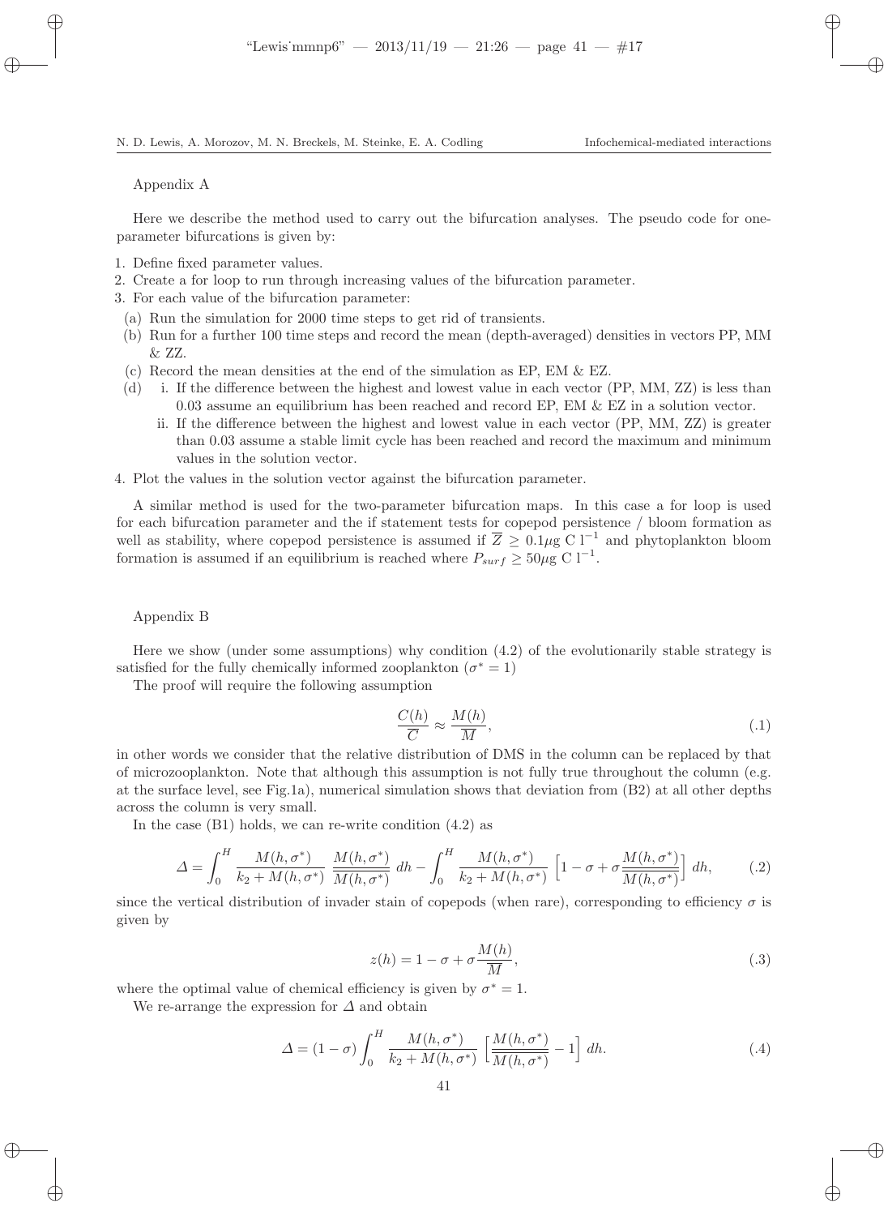Appendix A

Here we describe the method used to carry out the bifurcation analyses. The pseudo code for one-parameter bifurcations is given by:

1. Define fixed parameter values.
2. Create a for loop to run through increasing values of the bifurcation parameter.
3. For each value of the bifurcation parameter:
   (a) Run the simulation for 2000 time steps to get rid of transients.
   (b) Run for a further 100 time steps and record the mean (depth-averaged) densities in vectors PP, MM & ZZ.
   (c) Record the mean densities at the end of the simulation as EP, EM & EZ.
   (d) i. If the difference between the highest and lowest value in each vector (PP, MM, ZZ) is less than 0.03 assume an equilibrium has been reached and record EP, EM & EZ in a solution vector.
       ii. If the difference between the highest and lowest value in each vector (PP, MM, ZZ) is greater than 0.03 assume a stable limit cycle has been reached and record the maximum and minimum values in the solution vector.
4. Plot the values in the solution vector against the bifurcation parameter.

A similar method is used for the two-parameter bifurcation maps. In this case a for loop is used for each bifurcation parameter and the if statement tests for copepod persistence / bloom formation as well as stability, where copepod persistence is assumed if $\overline{Z} \geq 0.1\mu$g C l$^{-1}$ and phytoplankton bloom formation is assumed if an equilibrium is reached where $P_{surf} \geq 50\mu$g C l$^{-1}$.

Appendix B

Here we show (under some assumptions) why condition (4.2) of the evolutionarily stable strategy is satisfied for the fully chemically informed zooplankton ($\sigma^* = 1$)

The proof will require the following assumption

$$\frac{C(h)}{\overline{C}} \approx \frac{M(h)}{\overline{M}}, \tag{.1}$$

in other words we consider that the relative distribution of DMS in the column can be replaced by that of microzooplankton. Note that although this assumption is not fully true throughout the column (e.g. at the surface level, see Fig.1a), numerical simulation shows that deviation from (B2) at all other depths across the column is very small.

In the case (B1) holds, we can re-write condition (4.2) as

$$\varDelta = \int_0^H \frac{M(h,\sigma^*)}{k_2 + M(h,\sigma^*)} \, \frac{M(h,\sigma^*)}{\overline{M(h,\sigma^*)}} \, dh - \int_0^H \frac{M(h,\sigma^*)}{k_2 + M(h,\sigma^*)} \left[1 - \sigma + \sigma \frac{M(h,\sigma^*)}{\overline{M(h,\sigma^*)}}\right] dh, \tag{.2}$$

since the vertical distribution of invader stain of copepods (when rare), corresponding to efficiency $\sigma$ is given by

$$z(h) = 1 - \sigma + \sigma \frac{M(h)}{\overline{M}}, \tag{.3}$$

where the optimal value of chemical efficiency is given by $\sigma^* = 1$.

We re-arrange the expression for $\varDelta$ and obtain

$$\varDelta = (1 - \sigma) \int_0^H \frac{M(h,\sigma^*)}{k_2 + M(h,\sigma^*)} \left[\frac{M(h,\sigma^*)}{\overline{M(h,\sigma^*)}} - 1\right] dh. \tag{.4}$$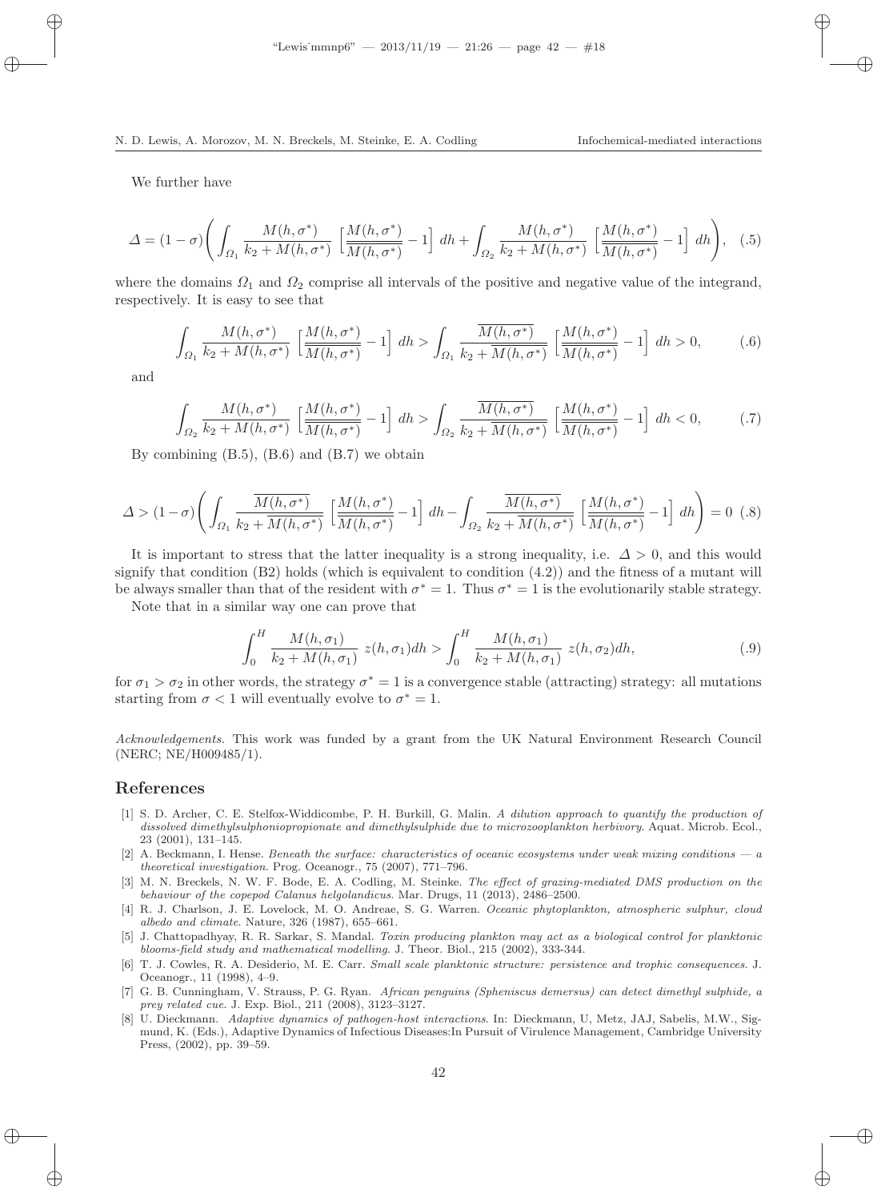We further have

$$\Delta = (1-\sigma)\left( \int_{\Omega_1} \frac{M(h,\sigma^*)}{k_2 + M(h,\sigma^*)} \left[\frac{M(h,\sigma^*)}{\overline{M(h,\sigma^*)}} - 1\right] dh + \int_{\Omega_2} \frac{M(h,\sigma^*)}{k_2 + M(h,\sigma^*)} \left[\frac{M(h,\sigma^*)}{\overline{M(h,\sigma^*)}} - 1\right] dh \right), \quad (.5)$$

where the domains $\Omega_1$ and $\Omega_2$ comprise all intervals of the positive and negative value of the integrand, respectively. It is easy to see that

$$\int_{\Omega_1} \frac{M(h,\sigma^*)}{k_2 + M(h,\sigma^*)} \left[\frac{M(h,\sigma^*)}{\overline{M(h,\sigma^*)}} - 1\right] dh > \int_{\Omega_1} \frac{\overline{M(h,\sigma^*)}}{k_2 + \overline{M(h,\sigma^*)}} \left[\frac{M(h,\sigma^*)}{\overline{M(h,\sigma^*)}} - 1\right] dh > 0, \quad (.6)$$

and

$$\int_{\Omega_2} \frac{M(h,\sigma^*)}{k_2 + M(h,\sigma^*)} \left[\frac{M(h,\sigma^*)}{\overline{M(h,\sigma^*)}} - 1\right] dh > \int_{\Omega_2} \frac{\overline{M(h,\sigma^*)}}{k_2 + \overline{M(h,\sigma^*)}} \left[\frac{M(h,\sigma^*)}{\overline{M(h,\sigma^*)}} - 1\right] dh < 0, \quad (.7)$$

By combining (B.5), (B.6) and (B.7) we obtain

$$\Delta > (1-\sigma)\left( \int_{\Omega_1} \frac{\overline{M(h,\sigma^*)}}{k_2 + \overline{M(h,\sigma^*)}} \left[\frac{M(h,\sigma^*)}{\overline{M(h,\sigma^*)}} - 1\right] dh - \int_{\Omega_2} \frac{\overline{M(h,\sigma^*)}}{k_2 + \overline{M(h,\sigma^*)}} \left[\frac{M(h,\sigma^*)}{\overline{M(h,\sigma^*)}} - 1\right] dh \right) = 0 \quad (.8)$$

It is important to stress that the latter inequality is a strong inequality, i.e. $\Delta > 0$, and this would signify that condition (B2) holds (which is equivalent to condition (4.2)) and the fitness of a mutant will be always smaller than that of the resident with $\sigma^* = 1$. Thus $\sigma^* = 1$ is the evolutionarily stable strategy.

Note that in a similar way one can prove that

$$\int_0^H \frac{M(h,\sigma_1)}{k_2 + M(h,\sigma_1)}\ z(h,\sigma_1) dh > \int_0^H \frac{M(h,\sigma_1)}{k_2 + M(h,\sigma_1)}\ z(h,\sigma_2) dh, \quad (.9)$$

for $\sigma_1 > \sigma_2$ in other words, the strategy $\sigma^* = 1$ is a convergence stable (attracting) strategy: all mutations starting from $\sigma < 1$ will eventually evolve to $\sigma^* = 1$.

*Acknowledgements.* This work was funded by a grant from the UK Natural Environment Research Council (NERC; NE/H009485/1).

## References

[1] S. D. Archer, C. E. Stelfox-Widdicombe, P. H. Burkill, G. Malin. *A dilution approach to quantify the production of dissolved dimethylsulphoniopropionate and dimethylsulphide due to microzooplankton herbivory*. Aquat. Microb. Ecol., 23 (2001), 131–145.

[2] A. Beckmann, I. Hense. *Beneath the surface: characteristics of oceanic ecosystems under weak mixing conditions — a theoretical investigation*. Prog. Oceanogr., 75 (2007), 771–796.

[3] M. N. Breckels, N. W. F. Bode, E. A. Codling, M. Steinke. *The effect of grazing-mediated DMS production on the behaviour of the copepod Calanus helgolandicus*. Mar. Drugs, 11 (2013), 2486–2500.

[4] R. J. Charlson, J. E. Lovelock, M. O. Andreae, S. G. Warren. *Oceanic phytoplankton, atmospheric sulphur, cloud albedo and climate*. Nature, 326 (1987), 655–661.

[5] J. Chattopadhyay, R. R. Sarkar, S. Mandal. *Toxin producing plankton may act as a biological control for planktonic blooms-field study and mathematical modelling*. J. Theor. Biol., 215 (2002), 333-344.

[6] T. J. Cowles, R. A. Desiderio, M. E. Carr. *Small scale planktonic structure: persistence and trophic consequences*. J. Oceanogr., 11 (1998), 4–9.

[7] G. B. Cunningham, V. Strauss, P. G. Ryan. *African penguins (Spheniscus demersus) can detect dimethyl sulphide, a prey related cue*. J. Exp. Biol., 211 (2008), 3123–3127.

[8] U. Dieckmann. *Adaptive dynamics of pathogen-host interactions*. In: Dieckmann, U, Metz, JAJ, Sabelis, M.W., Sigmund, K. (Eds.), Adaptive Dynamics of Infectious Diseases:In Pursuit of Virulence Management, Cambridge University Press, (2002), pp. 39–59.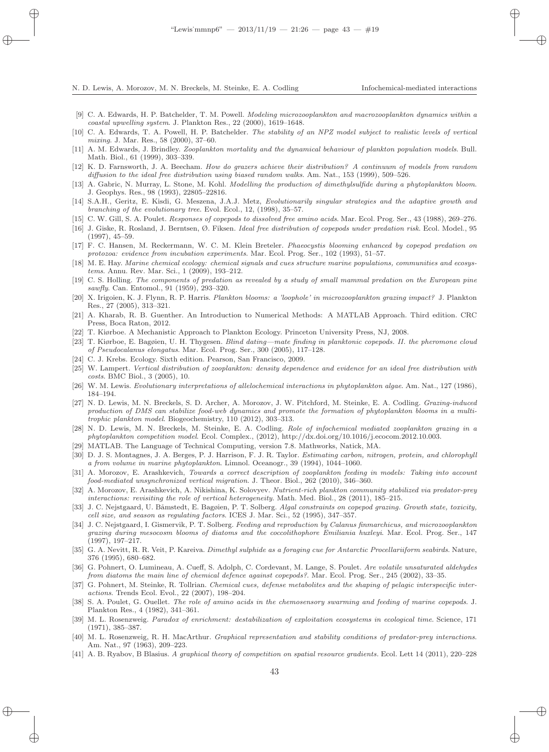[9] C. A. Edwards, H. P. Batchelder, T. M. Powell. *Modeling microzooplankton and macrozooplankton dynamics within a coastal upwelling system*. J. Plankton Res., 22 (2000), 1619–1648.

[10] C. A. Edwards, T. A. Powell, H. P. Batchelder. *The stability of an NPZ model subject to realistic levels of vertical mixing*. J. Mar. Res., 58 (2000), 37–60.

[11] A. M. Edwards, J. Brindley. *Zooplankton mortality and the dynamical behaviour of plankton population models*. Bull. Math. Biol., 61 (1999), 303–339.

[12] K. D. Farnsworth, J. A. Beecham. *How do grazers achieve their distribution? A continuum of models from random diffusion to the ideal free distribution using biased random walks*. Am. Nat., 153 (1999), 509–526.

[13] A. Gabric, N. Murray, L. Stone, M. Kohl. *Modelling the production of dimethylsulfide during a phytoplankton bloom*. J. Geophys. Res., 98 (1993), 22805–22816.

[14] S.A.H., Geritz, E. Kisdi, G. Meszena, J.A.J. Metz, *Evolutionarily singular strategies and the adaptive growth and branching of the evolutionary tree*. Evol. Ecol., 12, (1998), 35–57.

[15] C. W. Gill, S. A. Poulet. *Responses of copepods to dissolved free amino acids*. Mar. Ecol. Prog. Ser., 43 (1988), 269–276.

[16] J. Giske, R. Rosland, J. Berntsen, Ø. Fiksen. *Ideal free distribution of copepods under predation risk*. Ecol. Model., 95 (1997), 45–59.

[17] F. C. Hansen, M. Reckermann, W. C. M. Klein Breteler. *Phaeocystis blooming enhanced by copepod predation on protozoa: evidence from incubation experiments*. Mar. Ecol. Prog. Ser., 102 (1993), 51–57.

[18] M. E. Hay. *Marine chemical ecology: chemical signals and cues structure marine populations, communities and ecosystems*. Annu. Rev. Mar. Sci., 1 (2009), 193–212.

[19] C. S. Holling. *The components of predation as revealed by a study of small mammal predation on the European pine sawfly*. Can. Entomol., 91 (1959), 293–320.

[20] X. Irigoien, K. J. Flynn, R. P. Harris. *Plankton blooms: a 'loophole' in microzooplankton grazing impact?* J. Plankton Res., 27 (2005), 313–321.

[21] A. Kharab, R. B. Guenther. An Introduction to Numerical Methods: A MATLAB Approach. Third edition. CRC Press, Boca Raton, 2012.

[22] T. Kiørboe. A Mechanistic Approach to Plankton Ecology. Princeton University Press, NJ, 2008.

[23] T. Kiørboe, E. Bagøien, U. H. Thygesen. *Blind dating—mate finding in planktonic copepods. II. the pheromone cloud of Pseudocalanus elongatus*. Mar. Ecol. Prog. Ser., 300 (2005), 117–128.

[24] C. J. Krebs. Ecology. Sixth edition. Pearson, San Francisco, 2009.

[25] W. Lampert. *Vertical distribution of zooplankton: density dependence and evidence for an ideal free distribution with costs*. BMC Biol., 3 (2005), 10.

[26] W. M. Lewis. *Evolutionary interpretations of allelochemical interactions in phytoplankton algae*. Am. Nat., 127 (1986), 184–194.

[27] N. D. Lewis, M. N. Breckels, S. D. Archer, A. Morozov, J. W. Pitchford, M. Steinke, E. A. Codling. *Grazing-induced production of DMS can stabilize food-web dynamics and promote the formation of phytoplankton blooms in a multitrophic plankton model*. Biogeochemistry, 110 (2012), 303–313.

[28] N. D. Lewis, M. N. Breckels, M. Steinke, E. A. Codling. *Role of infochemical mediated zooplankton grazing in a phytoplankton competition model*. Ecol. Complex., (2012), http://dx.doi.org/10.1016/j.ecocom.2012.10.003.

[29] MATLAB. The Language of Technical Computing, version 7.8. Mathworks, Natick, MA.

[30] D. J. S. Montagnes, J. A. Berges, P. J. Harrison, F. J. R. Taylor. *Estimating carbon, nitrogen, protein, and chlorophyll a from volume in marine phytoplankton*. Limnol. Oceanogr., 39 (1994), 1044–1060.

[31] A. Morozov, E. Arashkevich, *Towards a correct description of zooplankton feeding in models: Taking into account food-mediated unsynchronized vertical migration*. J. Theor. Biol., 262 (2010), 346–360.

[32] A. Morozov, E. Arashkevich, A. Nikishina, K. Solovyev. *Nutrient-rich plankton community stabilized via predator-prey interactions: revisiting the role of vertical heterogeneity*. Math. Med. Biol., 28 (2011), 185–215.

[33] J. C. Nejstgaard, U. Båmstedt, E. Bagøien, P. T. Solberg. *Algal constraints on copepod grazing. Growth state, toxicity, cell size, and season as regulating factors*. ICES J. Mar. Sci., 52 (1995), 347–357.

[34] J. C. Nejstgaard, I. Gismervik, P. T. Solberg. *Feeding and reproduction by Calanus finmarchicus, and microzooplankton grazing during mesocosm blooms of diatoms and the coccolithophore Emiliania huxleyi*. Mar. Ecol. Prog. Ser., 147 (1997), 197–217.

[35] G. A. Nevitt, R. R. Veit, P. Kareiva. *Dimethyl sulphide as a foraging cue for Antarctic Procellariiform seabirds*. Nature, 376 (1995), 680–682.

[36] G. Pohnert, O. Lumineau, A. Cueff, S. Adolph, C. Cordevant, M. Lange, S. Poulet. *Are volatile unsaturated aldehydes from diatoms the main line of chemical defence against copepods?*. Mar. Ecol. Prog. Ser., 245 (2002), 33–35.

[37] G. Pohnert, M. Steinke, R. Tollrian. *Chemical cues, defense metabolites and the shaping of pelagic interspecific interactions*. Trends Ecol. Evol., 22 (2007), 198–204.

[38] S. A. Poulet, G. Ouellet. *The role of amino acids in the chemosensory swarming and feeding of marine copepods*. J. Plankton Res., 4 (1982), 341–361.

[39] M. L. Rosenzweig. *Paradox of enrichment: destabilization of exploitation ecosystems in ecological time*. Science, 171 (1971), 385–387.

[40] M. L. Rosenzweig, R. H. MacArthur. *Graphical representation and stability conditions of predator-prey interactions*. Am. Nat., 97 (1963), 209–223.

[41] A. B. Ryabov, B Blasius. *A graphical theory of competition on spatial resource gradients*. Ecol. Lett 14 (2011), 220–228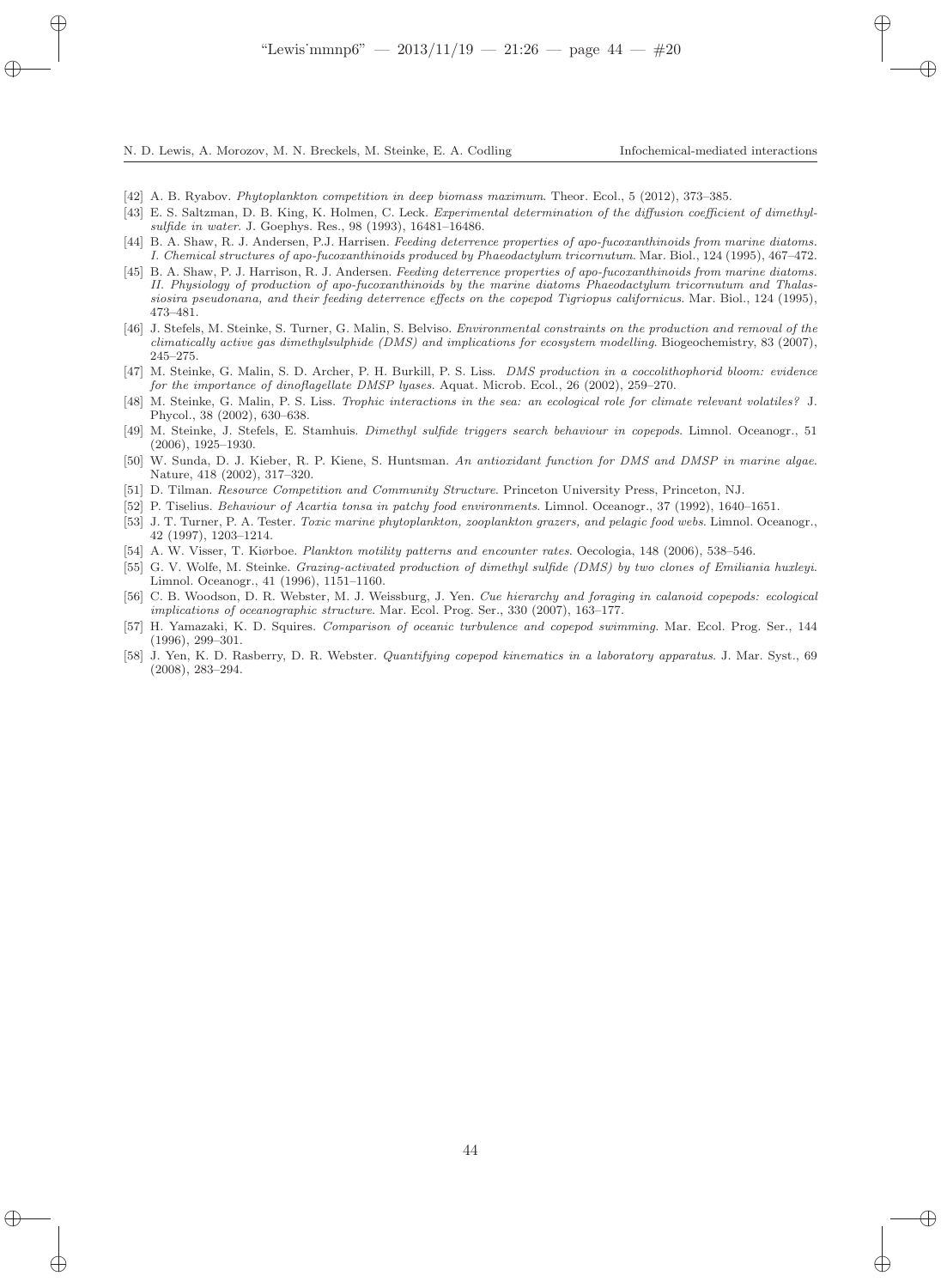[42] A. B. Ryabov. *Phytoplankton competition in deep biomass maximum*. Theor. Ecol., 5 (2012), 373–385.

[43] E. S. Saltzman, D. B. King, K. Holmen, C. Leck. *Experimental determination of the diffusion coefficient of dimethylsulfide in water*. J. Goephys. Res., 98 (1993), 16481–16486.

[44] B. A. Shaw, R. J. Andersen, P.J. Harrisen. *Feeding deterrence properties of apo-fucoxanthinoids from marine diatoms. I. Chemical structures of apo-fucoxanthinoids produced by Phaeodactylum tricornutum*. Mar. Biol., 124 (1995), 467–472.

[45] B. A. Shaw, P. J. Harrison, R. J. Andersen. *Feeding deterrence properties of apo-fucoxanthinoids from marine diatoms. II. Physiology of production of apo-fucoxanthinoids by the marine diatoms Phaeodactylum tricornutum and Thalassiosira pseudonana, and their feeding deterrence effects on the copepod Tigriopus californicus*. Mar. Biol., 124 (1995), 473–481.

[46] J. Stefels, M. Steinke, S. Turner, G. Malin, S. Belviso. *Environmental constraints on the production and removal of the climatically active gas dimethylsulphide (DMS) and implications for ecosystem modelling*. Biogeochemistry, 83 (2007), 245–275.

[47] M. Steinke, G. Malin, S. D. Archer, P. H. Burkill, P. S. Liss. *DMS production in a coccolithophorid bloom: evidence for the importance of dinoflagellate DMSP lyases*. Aquat. Microb. Ecol., 26 (2002), 259–270.

[48] M. Steinke, G. Malin, P. S. Liss. *Trophic interactions in the sea: an ecological role for climate relevant volatiles?* J. Phycol., 38 (2002), 630–638.

[49] M. Steinke, J. Stefels, E. Stamhuis. *Dimethyl sulfide triggers search behaviour in copepods*. Limnol. Oceanogr., 51 (2006), 1925–1930.

[50] W. Sunda, D. J. Kieber, R. P. Kiene, S. Huntsman. *An antioxidant function for DMS and DMSP in marine algae*. Nature, 418 (2002), 317–320.

[51] D. Tilman. *Resource Competition and Community Structure*. Princeton University Press, Princeton, NJ.

[52] P. Tiselius. *Behaviour of Acartia tonsa in patchy food environments*. Limnol. Oceanogr., 37 (1992), 1640–1651.

[53] J. T. Turner, P. A. Tester. *Toxic marine phytoplankton, zooplankton grazers, and pelagic food webs*. Limnol. Oceanogr., 42 (1997), 1203–1214.

[54] A. W. Visser, T. Kiørboe. *Plankton motility patterns and encounter rates*. Oecologia, 148 (2006), 538–546.

[55] G. V. Wolfe, M. Steinke. *Grazing-activated production of dimethyl sulfide (DMS) by two clones of Emiliania huxleyi*. Limnol. Oceanogr., 41 (1996), 1151–1160.

[56] C. B. Woodson, D. R. Webster, M. J. Weissburg, J. Yen. *Cue hierarchy and foraging in calanoid copepods: ecological implications of oceanographic structure*. Mar. Ecol. Prog. Ser., 330 (2007), 163–177.

[57] H. Yamazaki, K. D. Squires. *Comparison of oceanic turbulence and copepod swimming*. Mar. Ecol. Prog. Ser., 144 (1996), 299–301.

[58] J. Yen, K. D. Rasberry, D. R. Webster. *Quantifying copepod kinematics in a laboratory apparatus*. J. Mar. Syst., 69 (2008), 283–294.